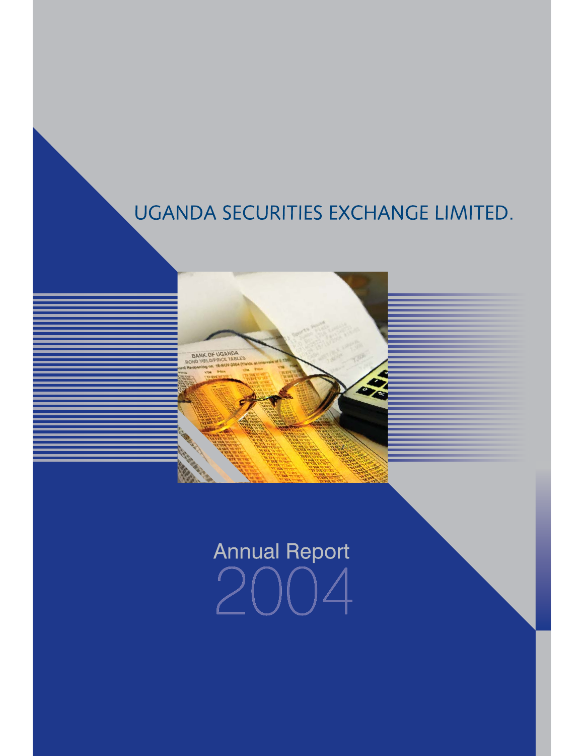# UGANDA SECURITIES EXCHANGE LIMITED.

## Annual Report 2004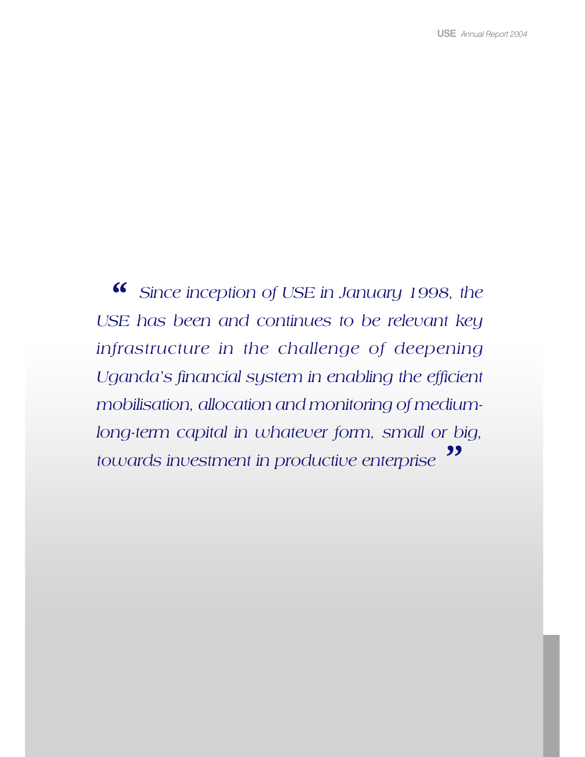*"Since inception of USE in January 1998, the USE has been and continues to be relevant key infrastructure in the challenge of deepening Uganda's financial system in enabling the efficient mobilisation, allocation and monitoring of medium-long-term capital in whatever form, small or big, towards investment in productive enterprise"*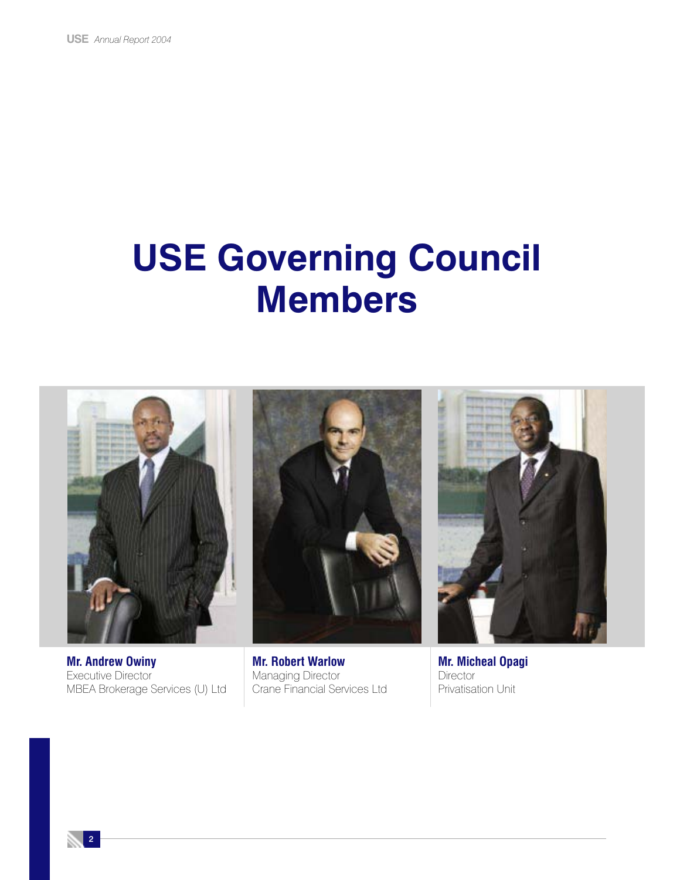# USE Governing Council Members

**Mr. Andrew Owiny**
Executive Director
MBEA Brokerage Services (U) Ltd

**Mr. Robert Warlow**
Managing Director
Crane Financial Services Ltd

**Mr. Micheal Opagi**
Director
Privatisation Unit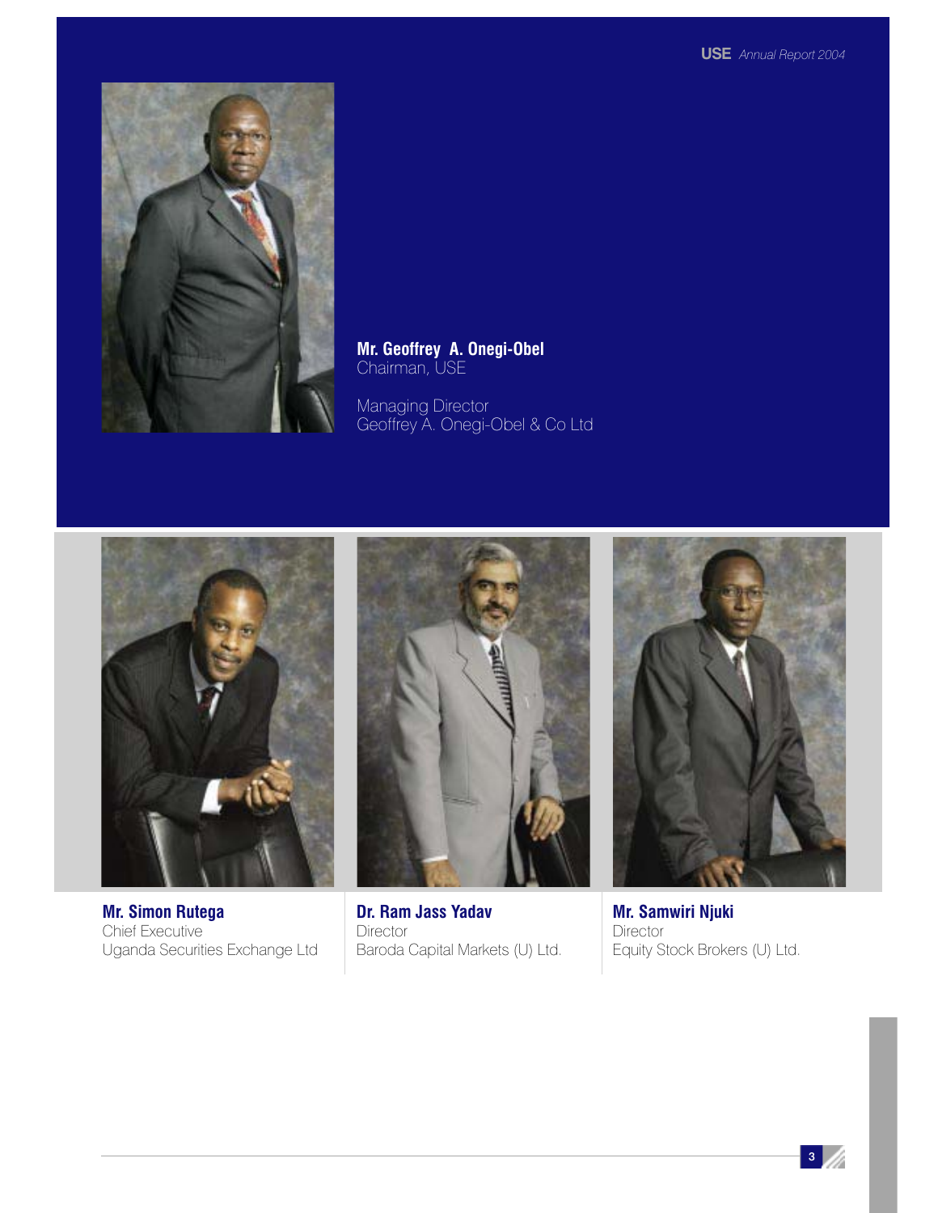**Mr. Geoffrey A. Onegi-Obel**
Chairman, USE

Managing Director
Geoffrey A. Onegi-Obel & Co Ltd

**Mr. Simon Rutega**
Chief Executive
Uganda Securities Exchange Ltd

**Dr. Ram Jass Yadav**
Director
Baroda Capital Markets (U) Ltd.

**Mr. Samwiri Njuki**
Director
Equity Stock Brokers (U) Ltd.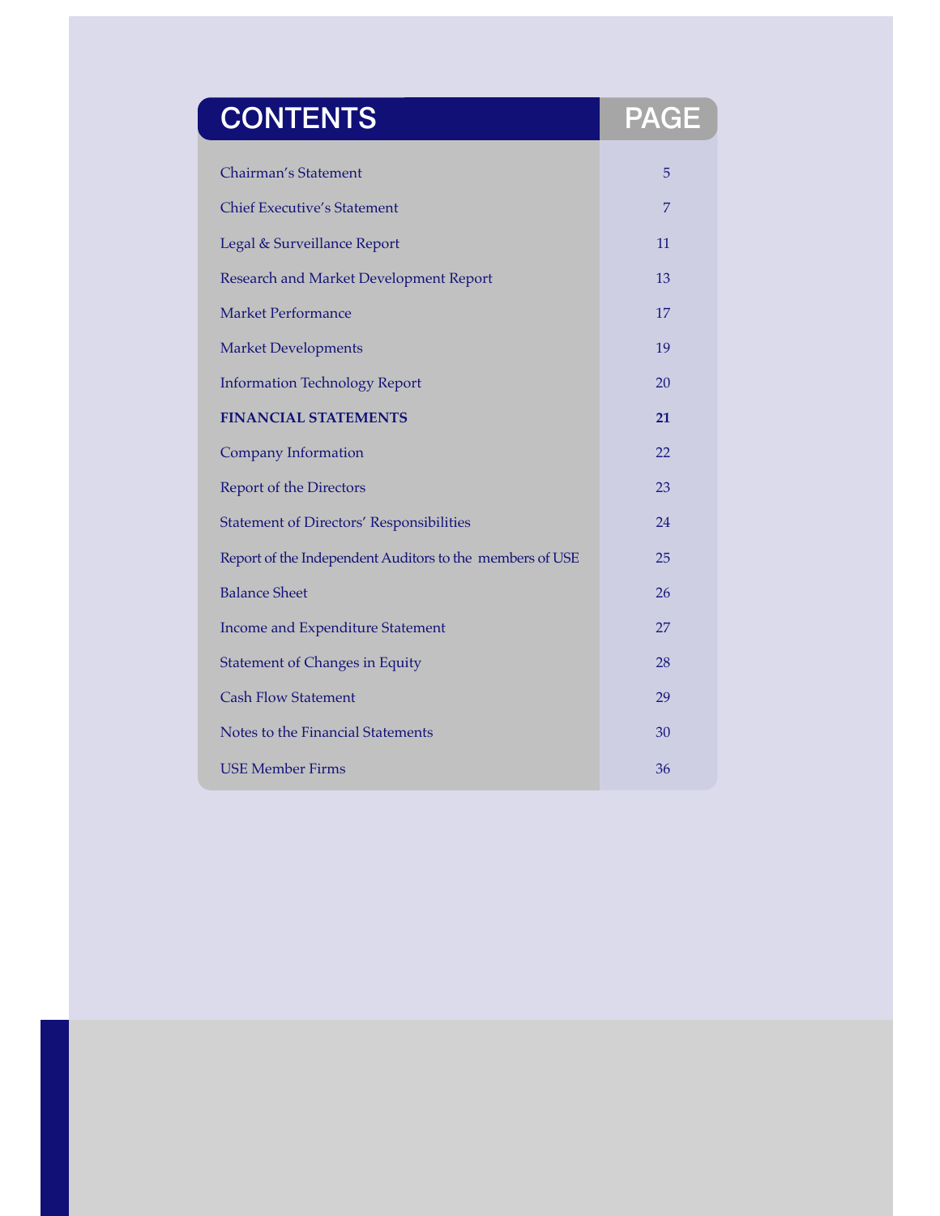| CONTENTS | PAGE |
| --- | --- |
| Chairman's Statement | 5 |
| Chief Executive's Statement | 7 |
| Legal & Surveillance Report | 11 |
| Research and Market Development Report | 13 |
| Market Performance | 17 |
| Market Developments | 19 |
| Information Technology Report | 20 |
| **FINANCIAL STATEMENTS** | **21** |
| Company Information | 22 |
| Report of the Directors | 23 |
| Statement of Directors' Responsibilities | 24 |
| Report of the Independent Auditors to the members of USE | 25 |
| Balance Sheet | 26 |
| Income and Expenditure Statement | 27 |
| Statement of Changes in Equity | 28 |
| Cash Flow Statement | 29 |
| Notes to the Financial Statements | 30 |
| USE Member Firms | 36 |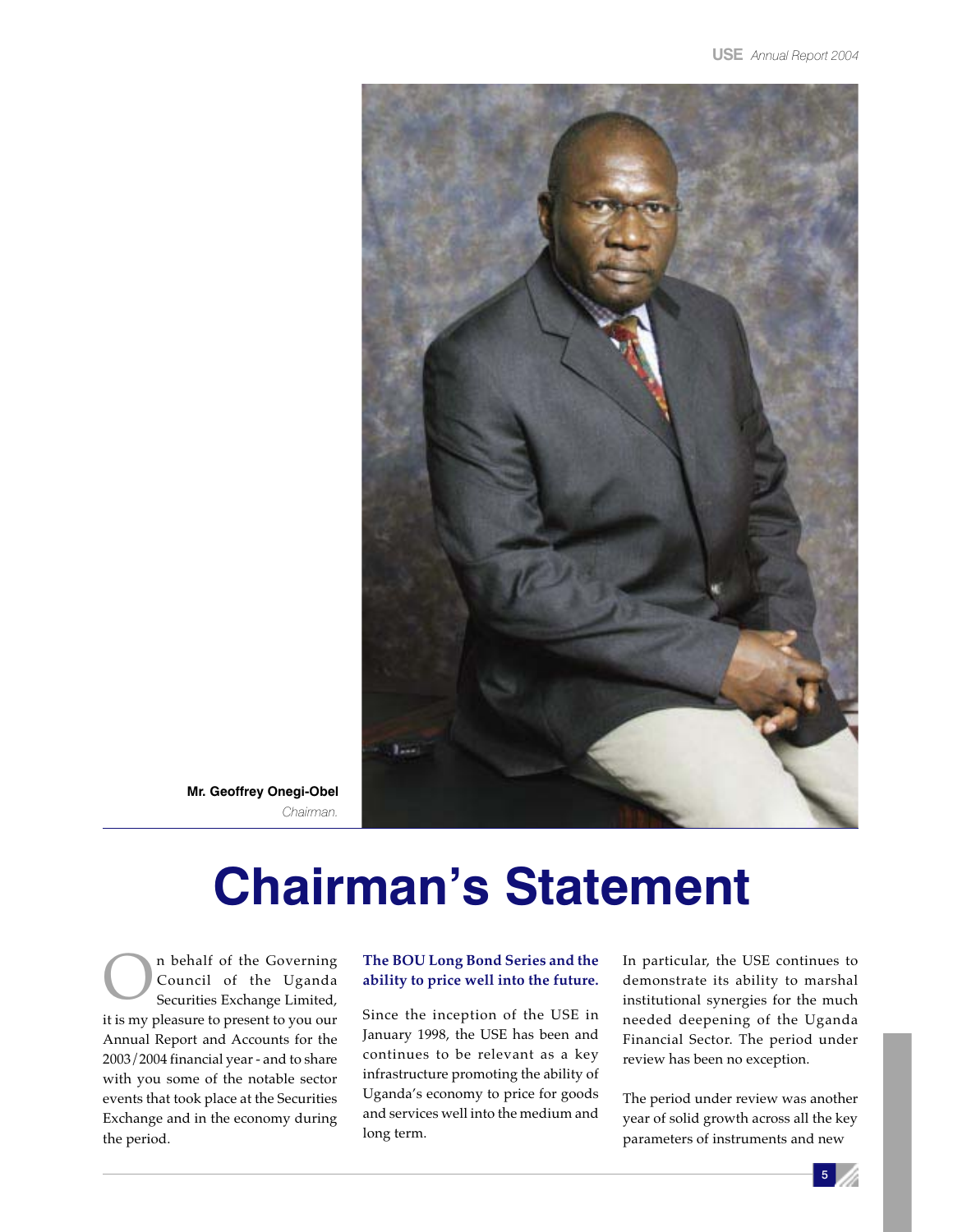**Mr. Geoffrey Onegi-Obel**

*Chairman.*

# Chairman's Statement

On behalf of the Governing Council of the Uganda Securities Exchange Limited, it is my pleasure to present to you our Annual Report and Accounts for the 2003/2004 financial year - and to share with you some of the notable sector events that took place at the Securities Exchange and in the economy during the period.

**The BOU Long Bond Series and the ability to price well into the future.**

Since the inception of the USE in January 1998, the USE has been and continues to be relevant as a key infrastructure promoting the ability of Uganda's economy to price for goods and services well into the medium and long term.

In particular, the USE continues to demonstrate its ability to marshal institutional synergies for the much needed deepening of the Uganda Financial Sector. The period under review has been no exception.

The period under review was another year of solid growth across all the key parameters of instruments and new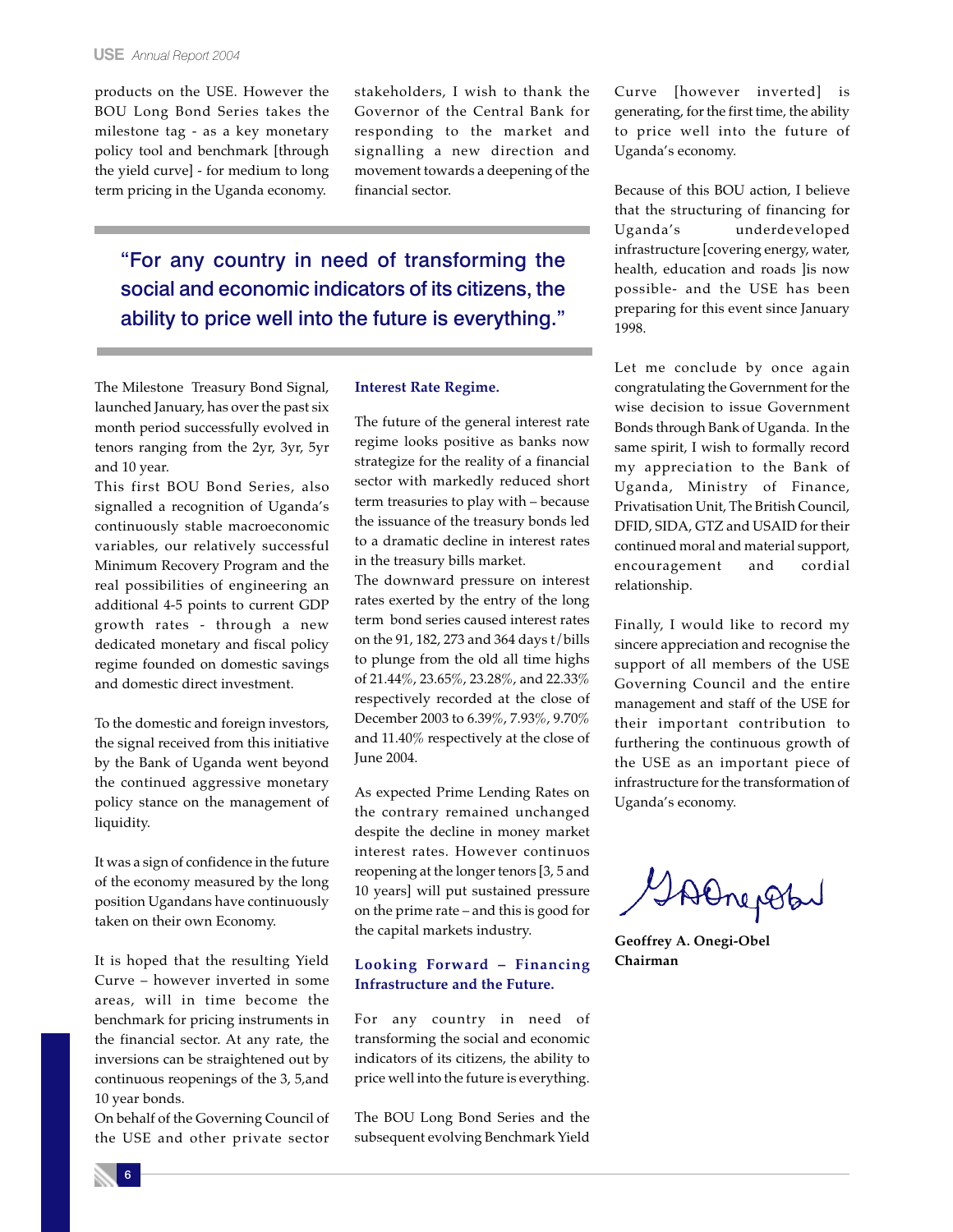products on the USE. However the BOU Long Bond Series takes the milestone tag - as a key monetary policy tool and benchmark [through the yield curve] - for medium to long term pricing in the Uganda economy.

stakeholders, I wish to thank the Governor of the Central Bank for responding to the market and signalling a new direction and movement towards a deepening of the financial sector.

> "For any country in need of transforming the social and economic indicators of its citizens, the ability to price well into the future is everything."

The Milestone Treasury Bond Signal, launched January, has over the past six month period successfully evolved in tenors ranging from the 2yr, 3yr, 5yr and 10 year.

This first BOU Bond Series, also signalled a recognition of Uganda's continuously stable macroeconomic variables, our relatively successful Minimum Recovery Program and the real possibilities of engineering an additional 4-5 points to current GDP growth rates - through a new dedicated monetary and fiscal policy regime founded on domestic savings and domestic direct investment.

To the domestic and foreign investors, the signal received from this initiative by the Bank of Uganda went beyond the continued aggressive monetary policy stance on the management of liquidity.

It was a sign of confidence in the future of the economy measured by the long position Ugandans have continuously taken on their own Economy.

It is hoped that the resulting Yield Curve – however inverted in some areas, will in time become the benchmark for pricing instruments in the financial sector. At any rate, the inversions can be straightened out by continuous reopenings of the 3, 5,and 10 year bonds.

On behalf of the Governing Council of the USE and other private sector

### Interest Rate Regime.

The future of the general interest rate regime looks positive as banks now strategize for the reality of a financial sector with markedly reduced short term treasuries to play with – because the issuance of the treasury bonds led to a dramatic decline in interest rates in the treasury bills market.

The downward pressure on interest rates exerted by the entry of the long term bond series caused interest rates on the 91, 182, 273 and 364 days t/bills to plunge from the old all time highs of 21.44%, 23.65%, 23.28%, and 22.33% respectively recorded at the close of December 2003 to 6.39%, 7.93%, 9.70% and 11.40% respectively at the close of June 2004.

As expected Prime Lending Rates on the contrary remained unchanged despite the decline in money market interest rates. However continuos reopening at the longer tenors [3, 5 and 10 years] will put sustained pressure on the prime rate – and this is good for the capital markets industry.

### Looking Forward – Financing Infrastructure and the Future.

For any country in need of transforming the social and economic indicators of its citizens, the ability to price well into the future is everything.

The BOU Long Bond Series and the subsequent evolving Benchmark Yield Curve [however inverted] is generating, for the first time, the ability to price well into the future of Uganda's economy.

Because of this BOU action, I believe that the structuring of financing for Uganda's underdeveloped infrastructure [covering energy, water, health, education and roads ]is now possible- and the USE has been preparing for this event since January 1998.

Let me conclude by once again congratulating the Government for the wise decision to issue Government Bonds through Bank of Uganda. In the same spirit, I wish to formally record my appreciation to the Bank of Uganda, Ministry of Finance, Privatisation Unit, The British Council, DFID, SIDA, GTZ and USAID for their continued moral and material support, encouragement and cordial relationship.

Finally, I would like to record my sincere appreciation and recognise the support of all members of the USE Governing Council and the entire management and staff of the USE for their important contribution to furthering the continuous growth of the USE as an important piece of infrastructure for the transformation of Uganda's economy.

**Geoffrey A. Onegi-Obel**
**Chairman**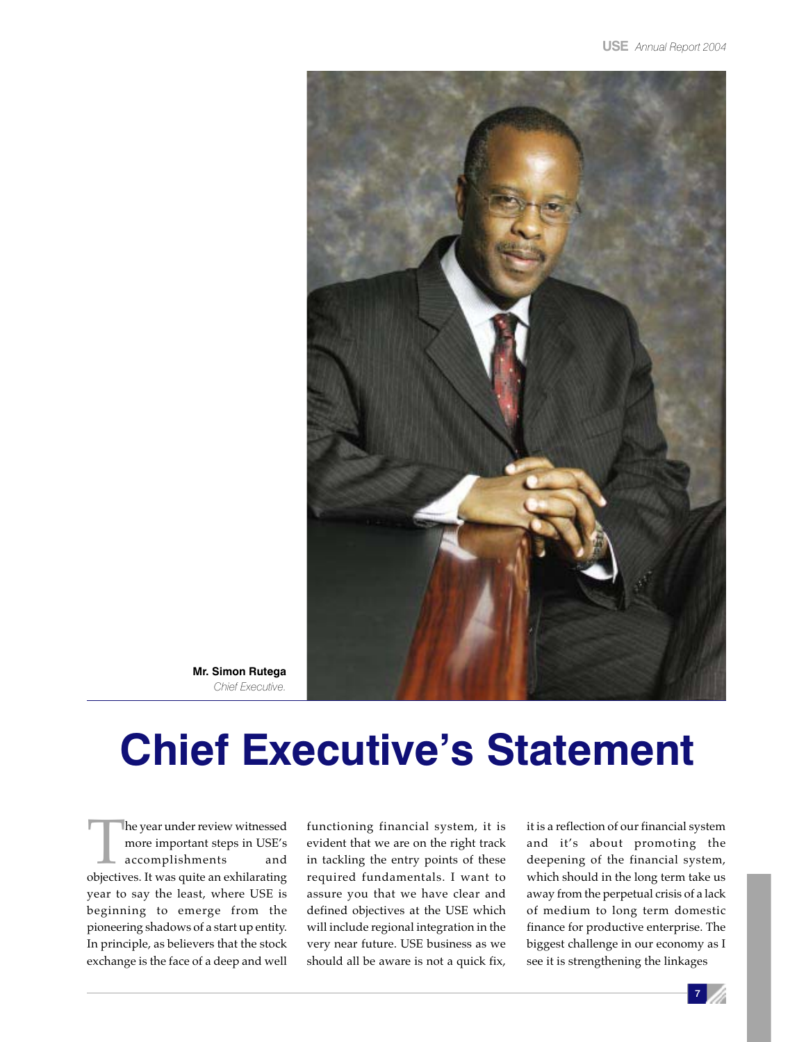**Mr. Simon Rutega**
*Chief Executive.*

# Chief Executive's Statement

The year under review witnessed more important steps in USE's accomplishments and objectives. It was quite an exhilarating year to say the least, where USE is beginning to emerge from the pioneering shadows of a start up entity. In principle, as believers that the stock exchange is the face of a deep and well functioning financial system, it is evident that we are on the right track in tackling the entry points of these required fundamentals. I want to assure you that we have clear and defined objectives at the USE which will include regional integration in the very near future. USE business as we should all be aware is not a quick fix, it is a reflection of our financial system and it's about promoting the deepening of the financial system, which should in the long term take us away from the perpetual crisis of a lack of medium to long term domestic finance for productive enterprise. The biggest challenge in our economy as I see it is strengthening the linkages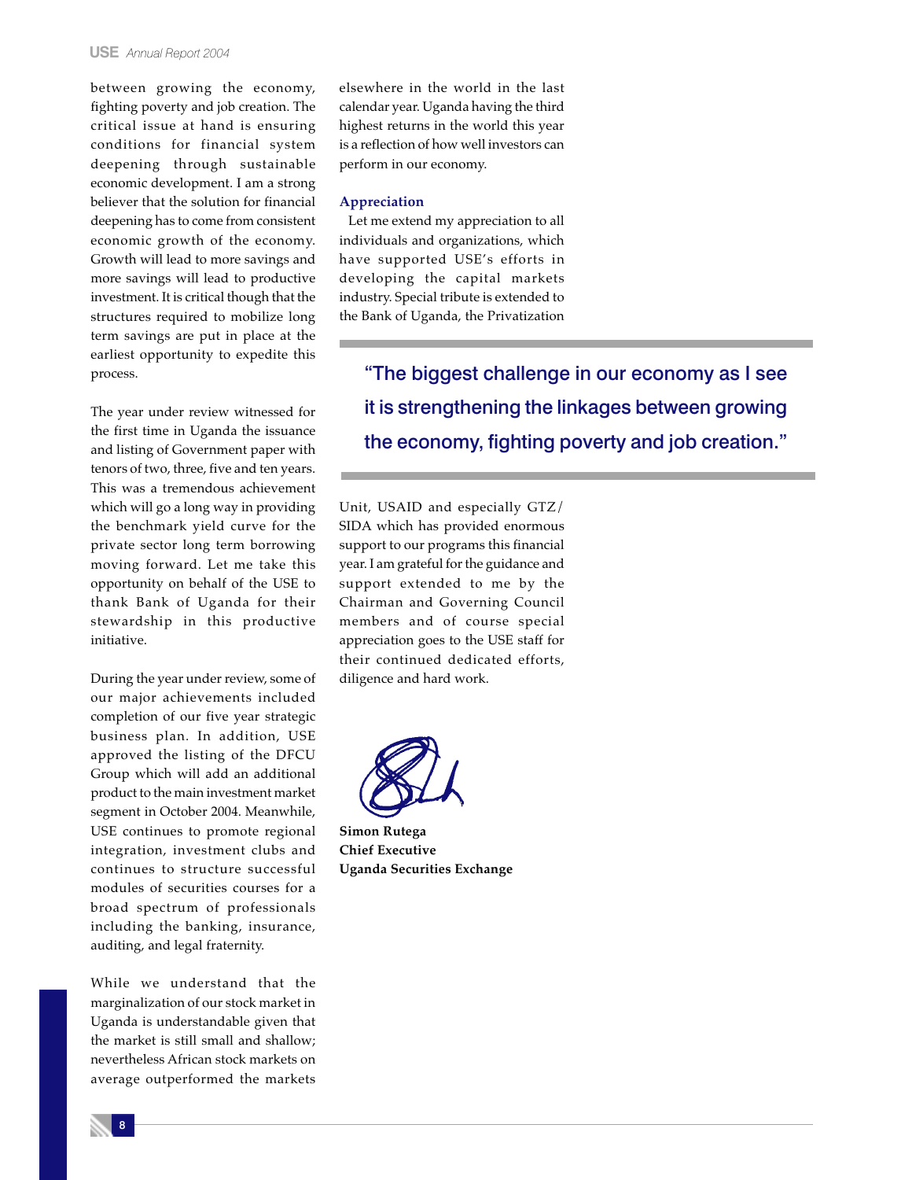between growing the economy, fighting poverty and job creation. The critical issue at hand is ensuring conditions for financial system deepening through sustainable economic development. I am a strong believer that the solution for financial deepening has to come from consistent economic growth of the economy. Growth will lead to more savings and more savings will lead to productive investment. It is critical though that the structures required to mobilize long term savings are put in place at the earliest opportunity to expedite this process.

The year under review witnessed for the first time in Uganda the issuance and listing of Government paper with tenors of two, three, five and ten years. This was a tremendous achievement which will go a long way in providing the benchmark yield curve for the private sector long term borrowing moving forward. Let me take this opportunity on behalf of the USE to thank Bank of Uganda for their stewardship in this productive initiative.

During the year under review, some of our major achievements included completion of our five year strategic business plan. In addition, USE approved the listing of the DFCU Group which will add an additional product to the main investment market segment in October 2004. Meanwhile, USE continues to promote regional integration, investment clubs and continues to structure successful modules of securities courses for a broad spectrum of professionals including the banking, insurance, auditing, and legal fraternity.

While we understand that the marginalization of our stock market in Uganda is understandable given that the market is still small and shallow; nevertheless African stock markets on average outperformed the markets elsewhere in the world in the last calendar year. Uganda having the third highest returns in the world this year is a reflection of how well investors can perform in our economy.

### Appreciation

Let me extend my appreciation to all individuals and organizations, which have supported USE's efforts in developing the capital markets industry. Special tribute is extended to the Bank of Uganda, the Privatization Unit, USAID and especially GTZ/SIDA which has provided enormous support to our programs this financial year. I am grateful for the guidance and support extended to me by the Chairman and Governing Council members and of course special appreciation goes to the USE staff for their continued dedicated efforts, diligence and hard work.

> "The biggest challenge in our economy as I see it is strengthening the linkages between growing the economy, fighting poverty and job creation."

**Simon Rutega**
**Chief Executive**
**Uganda Securities Exchange**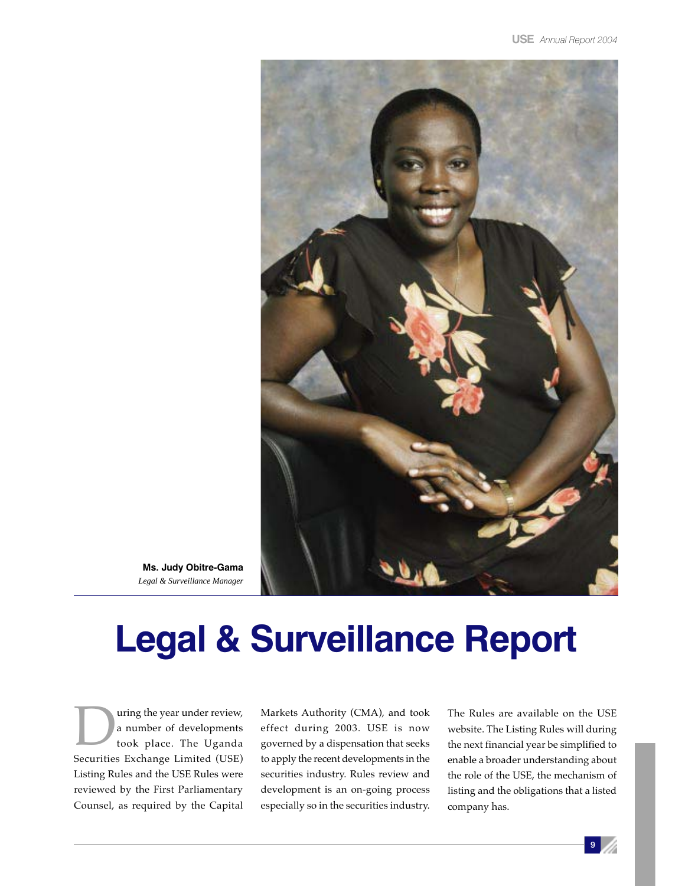**Ms. Judy Obitre-Gama**
*Legal & Surveillance Manager*

# Legal & Surveillance Report

During the year under review, a number of developments took place. The Uganda Securities Exchange Limited (USE) Listing Rules and the USE Rules were reviewed by the First Parliamentary Counsel, as required by the Capital Markets Authority (CMA), and took effect during 2003. USE is now governed by a dispensation that seeks to apply the recent developments in the securities industry. Rules review and development is an on-going process especially so in the securities industry. The Rules are available on the USE website. The Listing Rules will during the next financial year be simplified to enable a broader understanding about the role of the USE, the mechanism of listing and the obligations that a listed company has.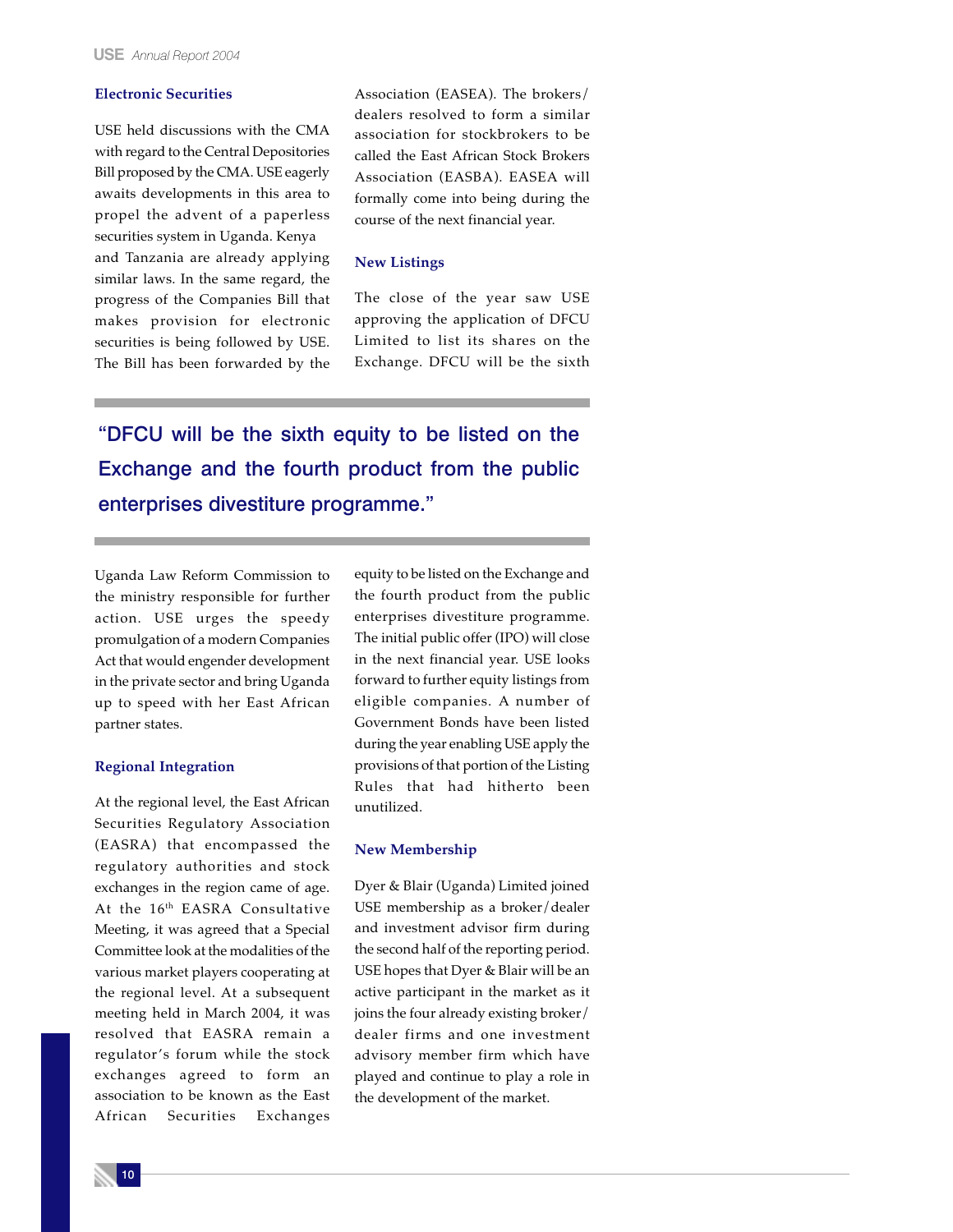### Electronic Securities

USE held discussions with the CMA with regard to the Central Depositories Bill proposed by the CMA. USE eagerly awaits developments in this area to propel the advent of a paperless securities system in Uganda. Kenya and Tanzania are already applying similar laws. In the same regard, the progress of the Companies Bill that makes provision for electronic securities is being followed by USE. The Bill has been forwarded by the Uganda Law Reform Commission to the ministry responsible for further action. USE urges the speedy promulgation of a modern Companies Act that would engender development in the private sector and bring Uganda up to speed with her East African partner states.

### Regional Integration

At the regional level, the East African Securities Regulatory Association (EASRA) that encompassed the regulatory authorities and stock exchanges in the region came of age. At the 16th EASRA Consultative Meeting, it was agreed that a Special Committee look at the modalities of the various market players cooperating at the regional level. At a subsequent meeting held in March 2004, it was resolved that EASRA remain a regulator's forum while the stock exchanges agreed to form an association to be known as the East African Securities Exchanges Association (EASEA). The brokers/ dealers resolved to form a similar association for stockbrokers to be called the East African Stock Brokers Association (EASBA). EASEA will formally come into being during the course of the next financial year.

### New Listings

The close of the year saw USE approving the application of DFCU Limited to list its shares on the Exchange. DFCU will be the sixth equity to be listed on the Exchange and the fourth product from the public enterprises divestiture programme. The initial public offer (IPO) will close in the next financial year. USE looks forward to further equity listings from eligible companies. A number of Government Bonds have been listed during the year enabling USE apply the provisions of that portion of the Listing Rules that had hitherto been unutilized.

> "DFCU will be the sixth equity to be listed on the Exchange and the fourth product from the public enterprises divestiture programme."

### New Membership

Dyer & Blair (Uganda) Limited joined USE membership as a broker/dealer and investment advisor firm during the second half of the reporting period. USE hopes that Dyer & Blair will be an active participant in the market as it joins the four already existing broker/ dealer firms and one investment advisory member firm which have played and continue to play a role in the development of the market.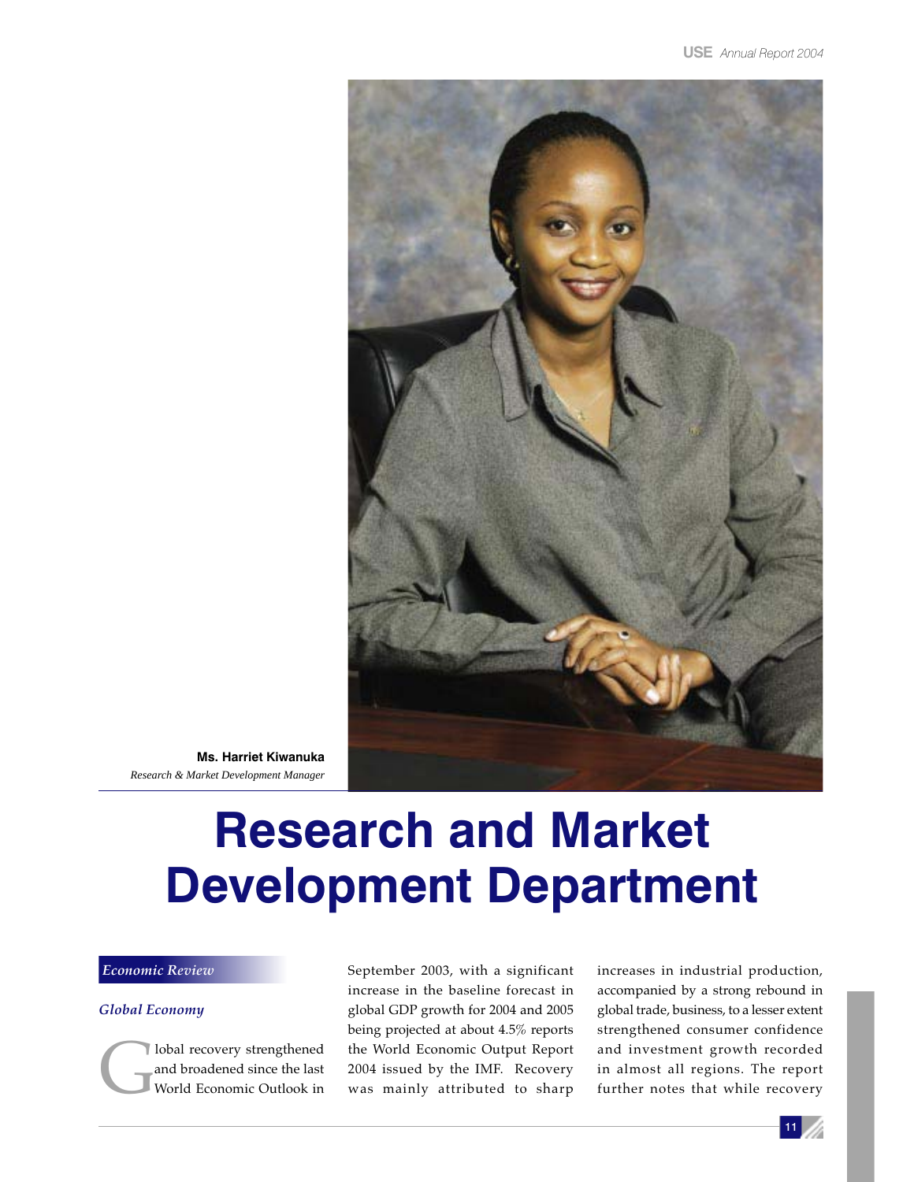**Ms. Harriet Kiwanuka**
*Research & Market Development Manager*

# Research and Market Development Department

## *Economic Review*

### *Global Economy*

Global recovery strengthened and broadened since the last World Economic Outlook in September 2003, with a significant increase in the baseline forecast in global GDP growth for 2004 and 2005 being projected at about 4.5% reports the World Economic Output Report 2004 issued by the IMF. Recovery was mainly attributed to sharp increases in industrial production, accompanied by a strong rebound in global trade, business, to a lesser extent strengthened consumer confidence and investment growth recorded in almost all regions. The report further notes that while recovery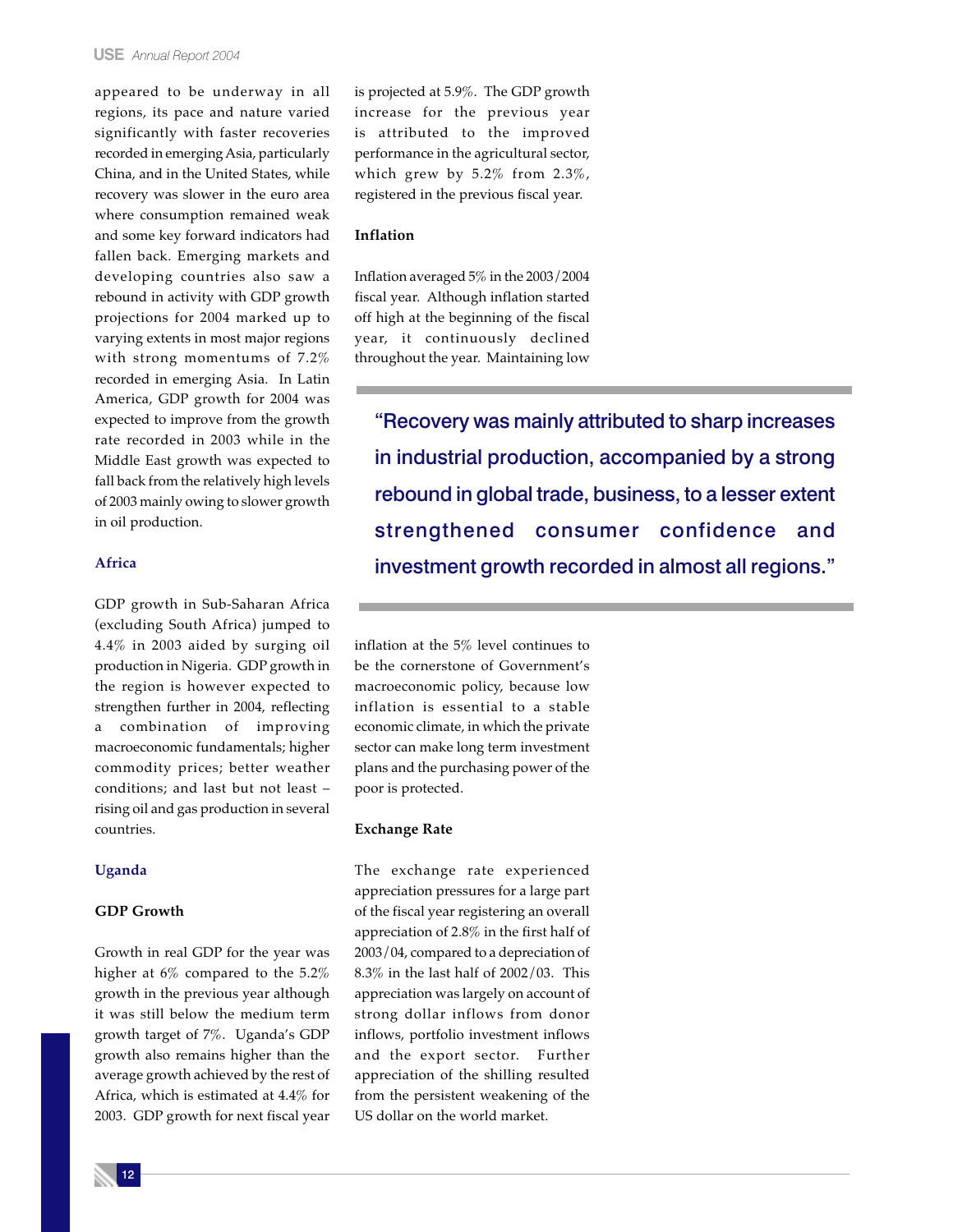appeared to be underway in all regions, its pace and nature varied significantly with faster recoveries recorded in emerging Asia, particularly China, and in the United States, while recovery was slower in the euro area where consumption remained weak and some key forward indicators had fallen back. Emerging markets and developing countries also saw a rebound in activity with GDP growth projections for 2004 marked up to varying extents in most major regions with strong momentums of 7.2% recorded in emerging Asia. In Latin America, GDP growth for 2004 was expected to improve from the growth rate recorded in 2003 while in the Middle East growth was expected to fall back from the relatively high levels of 2003 mainly owing to slower growth in oil production.

### Africa

GDP growth in Sub-Saharan Africa (excluding South Africa) jumped to 4.4% in 2003 aided by surging oil production in Nigeria. GDP growth in the region is however expected to strengthen further in 2004, reflecting a combination of improving macroeconomic fundamentals; higher commodity prices; better weather conditions; and last but not least – rising oil and gas production in several countries.

### Uganda

#### GDP Growth

Growth in real GDP for the year was higher at 6% compared to the 5.2% growth in the previous year although it was still below the medium term growth target of 7%. Uganda's GDP growth also remains higher than the average growth achieved by the rest of Africa, which is estimated at 4.4% for 2003. GDP growth for next fiscal year is projected at 5.9%. The GDP growth increase for the previous year is attributed to the improved performance in the agricultural sector, which grew by 5.2% from 2.3%, registered in the previous fiscal year.

#### Inflation

Inflation averaged 5% in the 2003/2004 fiscal year. Although inflation started off high at the beginning of the fiscal year, it continuously declined throughout the year. Maintaining low inflation at the 5% level continues to be the cornerstone of Government's macroeconomic policy, because low inflation is essential to a stable economic climate, in which the private sector can make long term investment plans and the purchasing power of the poor is protected.

> "Recovery was mainly attributed to sharp increases in industrial production, accompanied by a strong rebound in global trade, business, to a lesser extent strengthened consumer confidence and investment growth recorded in almost all regions."

#### Exchange Rate

The exchange rate experienced appreciation pressures for a large part of the fiscal year registering an overall appreciation of 2.8% in the first half of 2003/04, compared to a depreciation of 8.3% in the last half of 2002/03. This appreciation was largely on account of strong dollar inflows from donor inflows, portfolio investment inflows and the export sector. Further appreciation of the shilling resulted from the persistent weakening of the US dollar on the world market.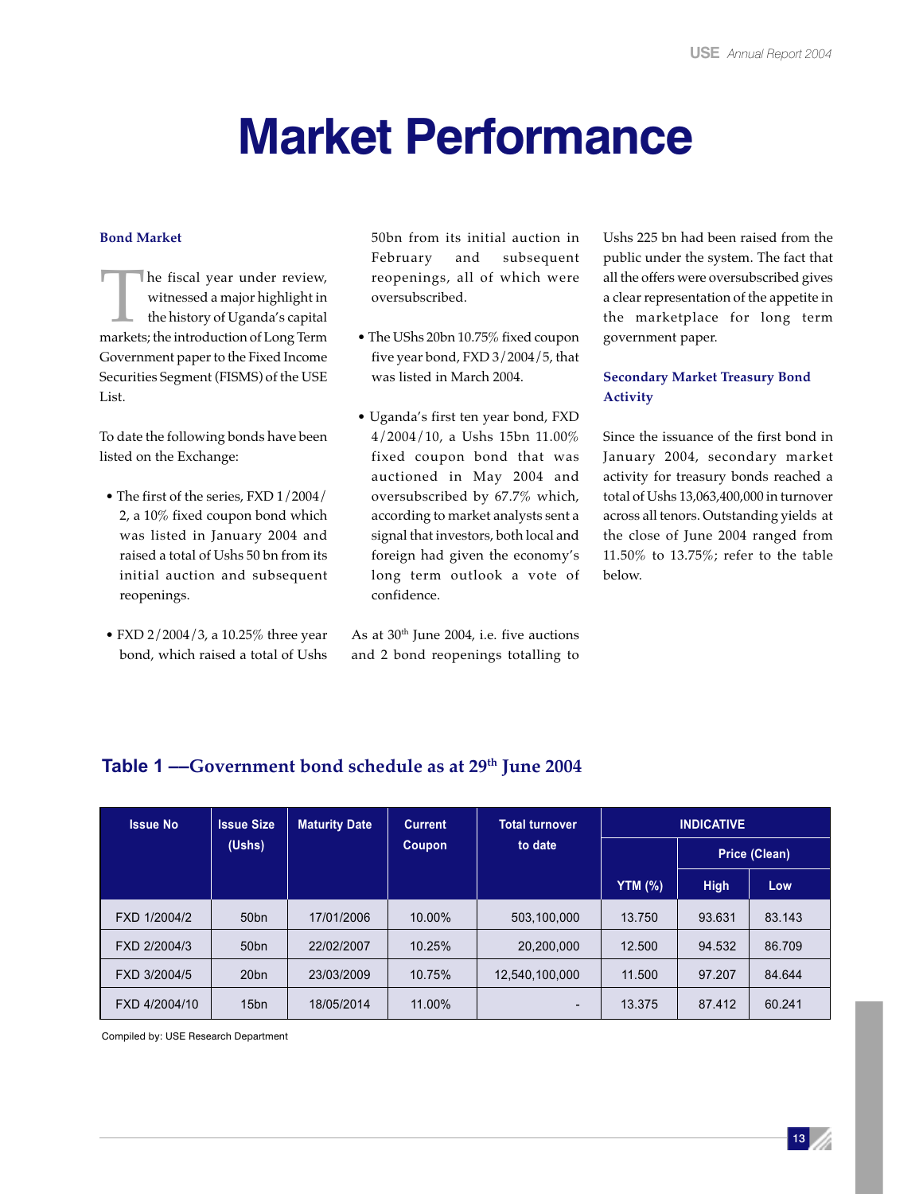# Market Performance

### Bond Market

The fiscal year under review, witnessed a major highlight in the history of Uganda's capital markets; the introduction of Long Term Government paper to the Fixed Income Securities Segment (FISMS) of the USE List.

To date the following bonds have been listed on the Exchange:

- The first of the series, FXD 1/2004/2, a 10% fixed coupon bond which was listed in January 2004 and raised a total of Ushs 50 bn from its initial auction and subsequent reopenings.
- FXD 2/2004/3, a 10.25% three year bond, which raised a total of Ushs 50bn from its initial auction in February and subsequent reopenings, all of which were oversubscribed.
- The USh s 20bn 10.75% fixed coupon five year bond, FXD 3/2004/5, that was listed in March 2004.
- Uganda's first ten year bond, FXD 4/2004/10, a Ushs 15bn 11.00% fixed coupon bond that was auctioned in May 2004 and oversubscribed by 67.7% which, according to market analysts sent a signal that investors, both local and foreign had given the economy's long term outlook a vote of confidence.

As at 30th June 2004, i.e. five auctions and 2 bond reopenings totalling to Ushs 225 bn had been raised from the public under the system. The fact that all the offers were oversubscribed gives a clear representation of the appetite in the marketplace for long term government paper.

### Secondary Market Treasury Bond Activity

Since the issuance of the first bond in January 2004, secondary market activity for treasury bonds reached a total of Ushs 13,063,400,000 in turnover across all tenors. Outstanding yields at the close of June 2004 ranged from 11.50% to 13.75%; refer to the table below.

### Table 1 —Government bond schedule as at 29th June 2004

| Issue No | Issue Size (Ushs) | Maturity Date | Current Coupon | Total turnover to date | INDICATIVE | | |
|---|---|---|---|---|---|---|---|
| | | | | | | Price (Clean) | |
| | | | | | YTM (%) | High | Low |
| FXD 1/2004/2 | 50bn | 17/01/2006 | 10.00% | 503,100,000 | 13.750 | 93.631 | 83.143 |
| FXD 2/2004/3 | 50bn | 22/02/2007 | 10.25% | 20,200,000 | 12.500 | 94.532 | 86.709 |
| FXD 3/2004/5 | 20bn | 23/03/2009 | 10.75% | 12,540,100,000 | 11.500 | 97.207 | 84.644 |
| FXD 4/2004/10 | 15bn | 18/05/2014 | 11.00% | - | 13.375 | 87.412 | 60.241 |

Compiled by: USE Research Department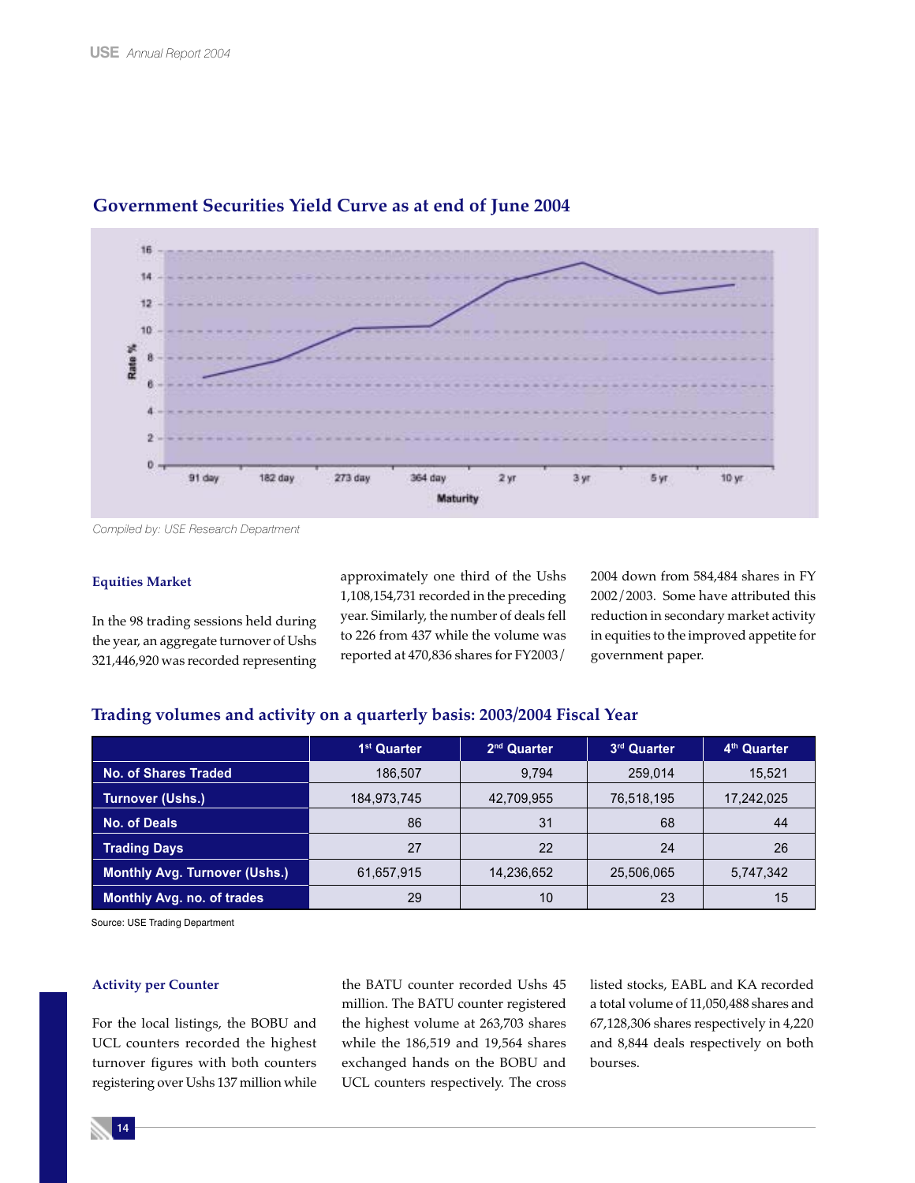## Government Securities Yield Curve as at end of June 2004

Compiled by: USE Research Department

### Equities Market

In the 98 trading sessions held during the year, an aggregate turnover of Ushs 321,446,920 was recorded representing approximately one third of the Ushs 1,108,154,731 recorded in the preceding year. Similarly, the number of deals fell to 226 from 437 while the volume was reported at 470,836 shares for FY2003/2004 down from 584,484 shares in FY 2002/2003. Some have attributed this reduction in secondary market activity in equities to the improved appetite for government paper.

## Trading volumes and activity on a quarterly basis: 2003/2004 Fiscal Year

| | 1st Quarter | 2nd Quarter | 3rd Quarter | 4th Quarter |
|---|---|---|---|---|
| No. of Shares Traded | 186,507 | 9,794 | 259,014 | 15,521 |
| Turnover (Ushs.) | 184,973,745 | 42,709,955 | 76,518,195 | 17,242,025 |
| No. of Deals | 86 | 31 | 68 | 44 |
| Trading Days | 27 | 22 | 24 | 26 |
| Monthly Avg. Turnover (Ushs.) | 61,657,915 | 14,236,652 | 25,506,065 | 5,747,342 |
| Monthly Avg. no. of trades | 29 | 10 | 23 | 15 |

Source: USE Trading Department

### Activity per Counter

For the local listings, the BOBU and UCL counters recorded the highest turnover figures with both counters registering over Ushs 137 million while the BATU counter recorded Ushs 45 million. The BATU counter registered the highest volume at 263,703 shares while the 186,519 and 19,564 shares exchanged hands on the BOBU and UCL counters respectively. The cross listed stocks, EABL and KA recorded a total volume of 11,050,488 shares and 67,128,306 shares respectively in 4,220 and 8,844 deals respectively on both bourses.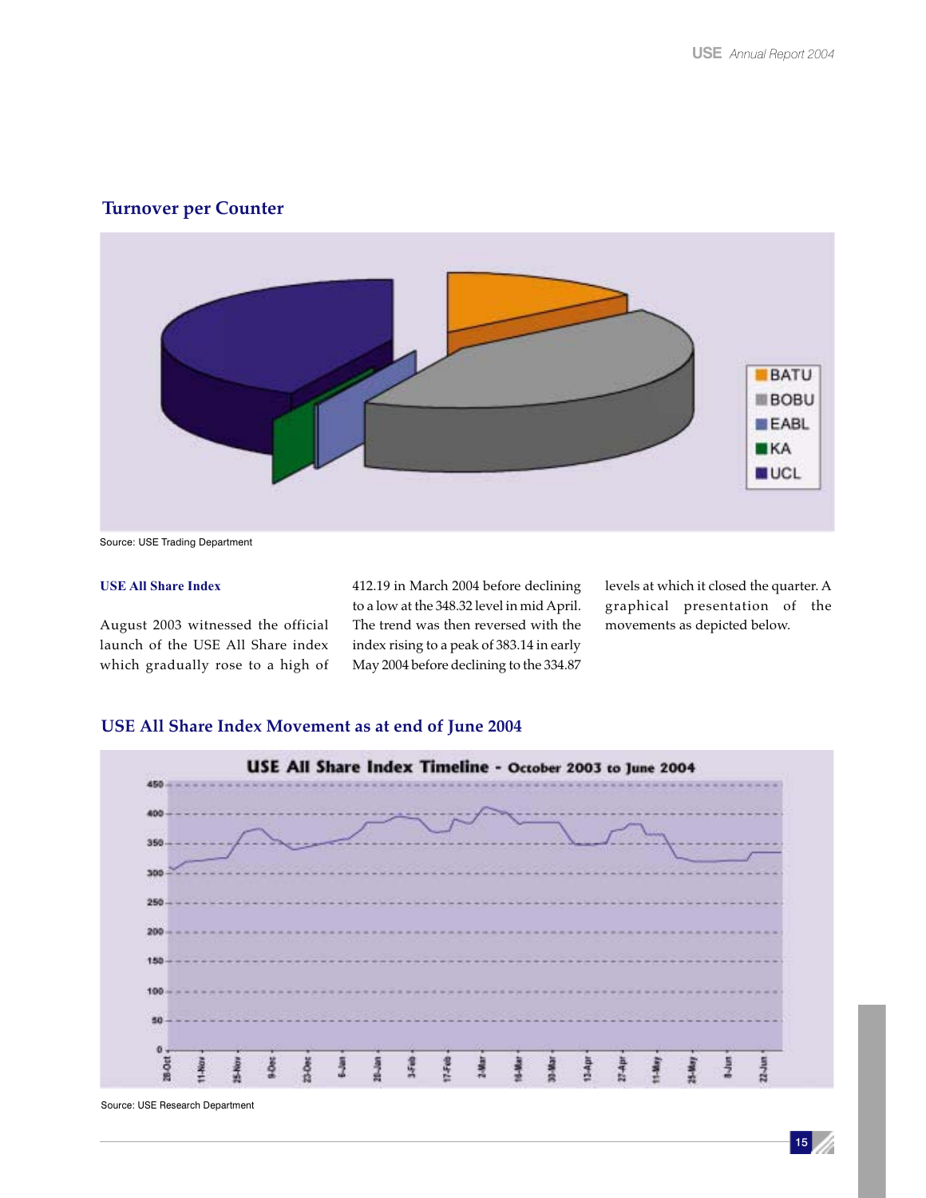## Turnover per Counter

Source: USE Trading Department

### USE All Share Index

August 2003 witnessed the official launch of the USE All Share index which gradually rose to a high of 412.19 in March 2004 before declining to a low at the 348.32 level in mid April. The trend was then reversed with the index rising to a peak of 383.14 in early May 2004 before declining to the 334.87 levels at which it closed the quarter. A graphical presentation of the movements as depicted below.

## USE All Share Index Movement as at end of June 2004

Source: USE Research Department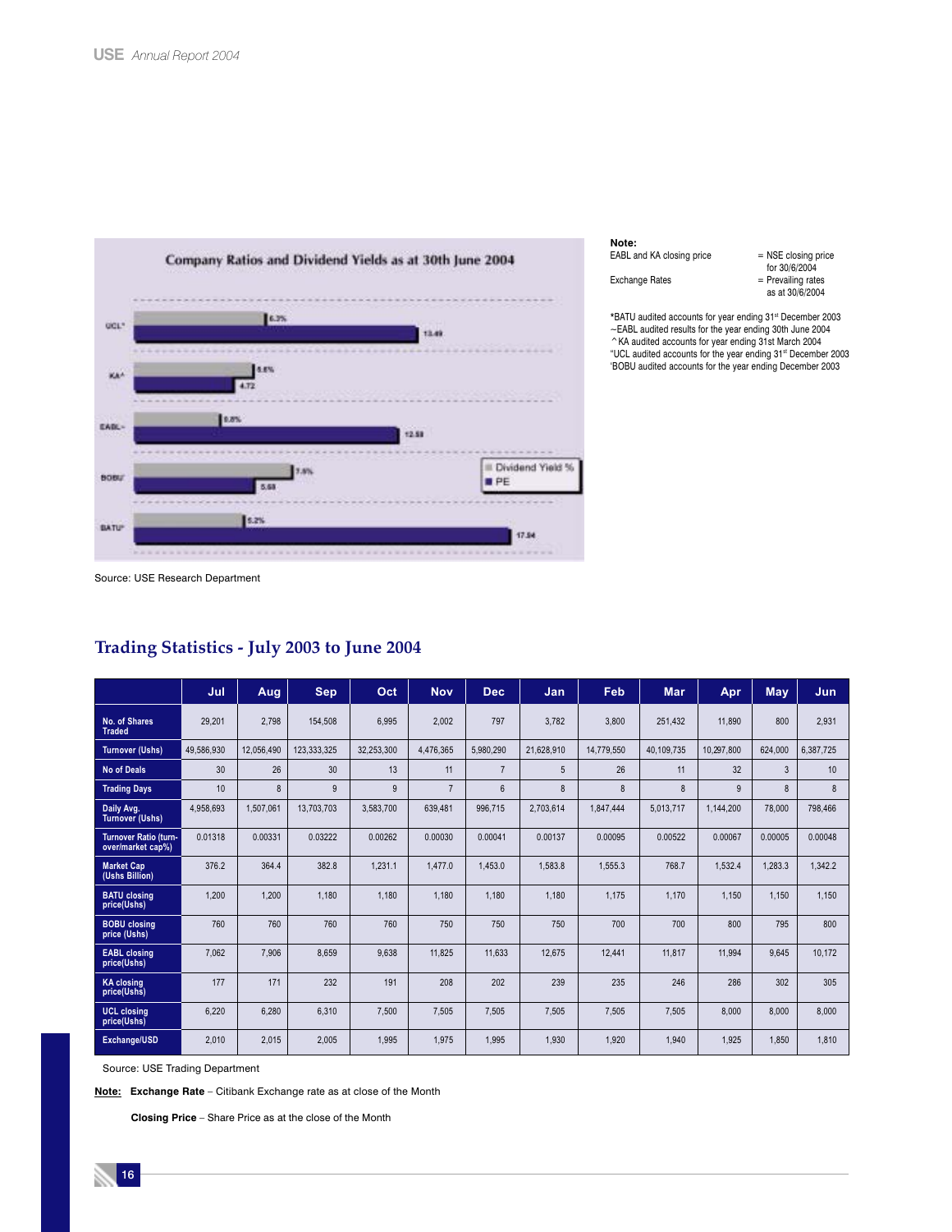**Company Ratios and Dividend Yields as at 30th June 2004**

| Company | Dividend Yield % | PE |
|---|---|---|
| UCL" | 6.3% | 13.49 |
| KA^ | 5.6% | 4.72 |
| EABL~ | 0.8% | 12.58 |
| BOBU' | 7.5% | 5.68 |
| BATU* | 5.2% | 17.54 |

Source: USE Research Department

**Note:**

EABL and KA closing price = NSE closing price for 30/6/2004

Exchange Rates = Prevailing rates as at 30/6/2004

*BATU audited accounts for year ending 31st December 2003
~EABL audited results for the year ending 30th June 2004
^KA audited accounts for year ending 31st March 2004
"UCL audited accounts for the year ending 31st December 2003
'BOBU audited accounts for the year ending December 2003

## Trading Statistics - July 2003 to June 2004

| | Jul | Aug | Sep | Oct | Nov | Dec | Jan | Feb | Mar | Apr | May | Jun |
|---|---|---|---|---|---|---|---|---|---|---|---|---|
| No. of Shares Traded | 29,201 | 2,798 | 154,508 | 6,995 | 2,002 | 797 | 3,782 | 3,800 | 251,432 | 11,890 | 800 | 2,931 |
| Turnover (Ushs) | 49,586,930 | 12,056,490 | 123,333,325 | 32,253,300 | 4,476,365 | 5,980,290 | 21,628,910 | 14,779,550 | 40,109,735 | 10,297,800 | 624,000 | 6,387,725 |
| No of Deals | 30 | 26 | 30 | 13 | 11 | 7 | 5 | 26 | 11 | 32 | 3 | 10 |
| Trading Days | 10 | 8 | 9 | 9 | 7 | 6 | 8 | 8 | 8 | 9 | 8 | 8 |
| Daily Avg. Turnover (Ushs) | 4,958,693 | 1,507,061 | 13,703,703 | 3,583,700 | 639,481 | 996,715 | 2,703,614 | 1,847,444 | 5,013,717 | 1,144,200 | 78,000 | 798,466 |
| Turnover Ratio (turn-over/market cap%) | 0.01318 | 0.00331 | 0.03222 | 0.00262 | 0.00030 | 0.00041 | 0.00137 | 0.00095 | 0.00522 | 0.00067 | 0.00005 | 0.00048 |
| Market Cap (Ushs Billion) | 376.2 | 364.4 | 382.8 | 1,231.1 | 1,477.0 | 1,453.0 | 1,583.8 | 1,555.3 | 768.7 | 1,532.4 | 1,283.3 | 1,342.2 |
| BATU closing price(Ushs) | 1,200 | 1,200 | 1,180 | 1,180 | 1,180 | 1,180 | 1,180 | 1,175 | 1,170 | 1,150 | 1,150 | 1,150 |
| BOBU closing price (Ushs) | 760 | 760 | 760 | 760 | 750 | 750 | 750 | 700 | 700 | 800 | 795 | 800 |
| EABL closing price(Ushs) | 7,062 | 7,906 | 8,659 | 9,638 | 11,825 | 11,633 | 12,675 | 12,441 | 11,817 | 11,994 | 9,645 | 10,172 |
| KA closing price(Ushs) | 177 | 171 | 232 | 191 | 208 | 202 | 239 | 235 | 246 | 286 | 302 | 305 |
| UCL closing price(Ushs) | 6,220 | 6,280 | 6,310 | 7,500 | 7,505 | 7,505 | 7,505 | 7,505 | 7,505 | 8,000 | 8,000 | 8,000 |
| Exchange/USD | 2,010 | 2,015 | 2,005 | 1,995 | 1,975 | 1,995 | 1,930 | 1,920 | 1,940 | 1,925 | 1,850 | 1,810 |

Source: USE Trading Department

**Note:** **Exchange Rate** – Citibank Exchange rate as at close of the Month

**Closing Price** – Share Price as at the close of the Month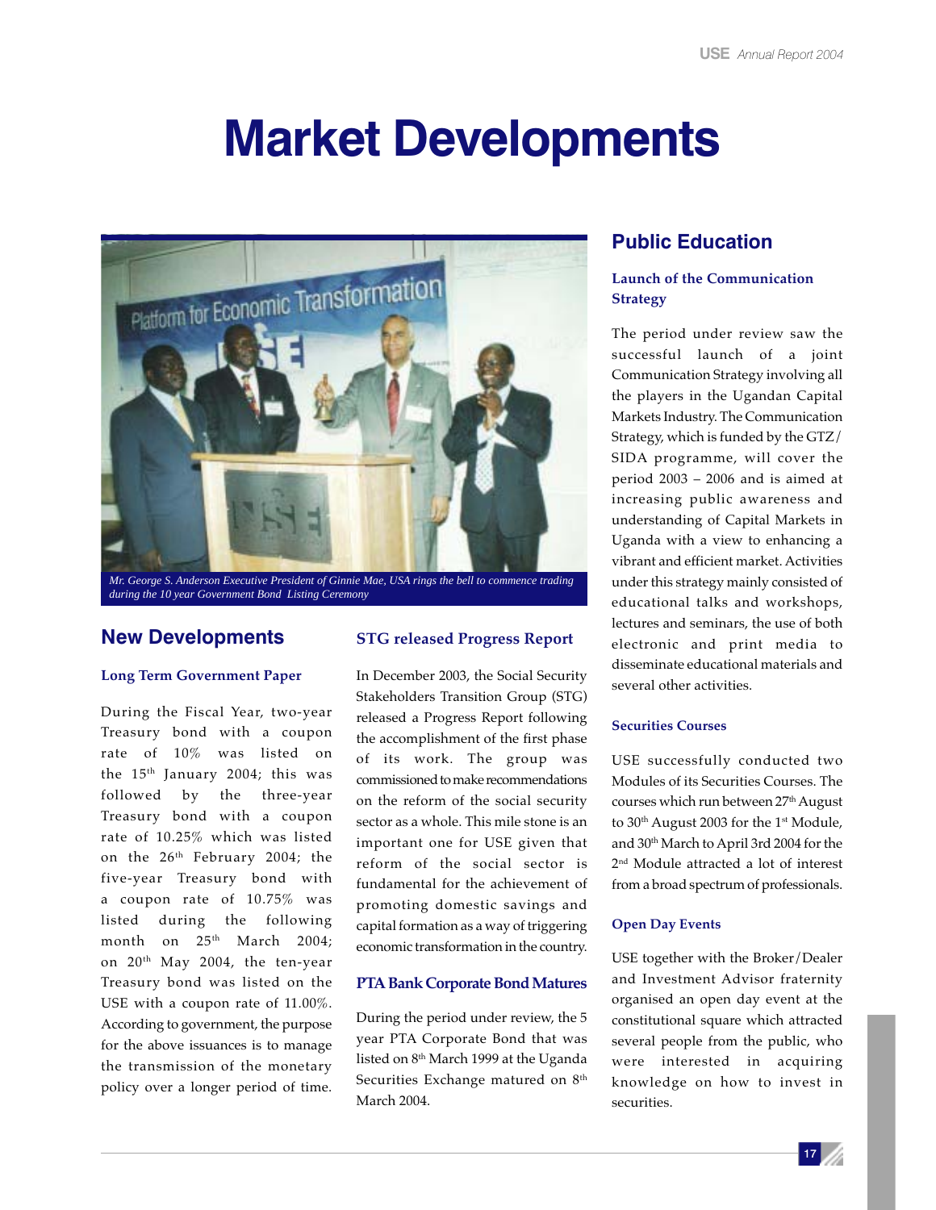# Market Developments

Mr. George S. Anderson Executive President of Ginnie Mae, USA rings the bell to commence trading during the 10 year Government Bond Listing Ceremony

## New Developments

### Long Term Government Paper

During the Fiscal Year, two-year Treasury bond with a coupon rate of 10% was listed on the 15th January 2004; this was followed by the three-year Treasury bond with a coupon rate of 10.25% which was listed on the 26th February 2004; the five-year Treasury bond with a coupon rate of 10.75% was listed during the following month on 25th March 2004; on 20th May 2004, the ten-year Treasury bond was listed on the USE with a coupon rate of 11.00%. According to government, the purpose for the above issuances is to manage the transmission of the monetary policy over a longer period of time.

### STG released Progress Report

In December 2003, the Social Security Stakeholders Transition Group (STG) released a Progress Report following the accomplishment of the first phase of its work. The group was commissioned to make recommendations on the reform of the social security sector as a whole. This mile stone is an important one for USE given that reform of the social sector is fundamental for the achievement of promoting domestic savings and capital formation as a way of triggering economic transformation in the country.

### PTA Bank Corporate Bond Matures

During the period under review, the 5 year PTA Corporate Bond that was listed on 8th March 1999 at the Uganda Securities Exchange matured on 8th March 2004.

## Public Education

### Launch of the Communication Strategy

The period under review saw the successful launch of a joint Communication Strategy involving all the players in the Ugandan Capital Markets Industry. The Communication Strategy, which is funded by the GTZ/SIDA programme, will cover the period 2003 – 2006 and is aimed at increasing public awareness and understanding of Capital Markets in Uganda with a view to enhancing a vibrant and efficient market. Activities under this strategy mainly consisted of educational talks and workshops, lectures and seminars, the use of both electronic and print media to disseminate educational materials and several other activities.

### Securities Courses

USE successfully conducted two Modules of its Securities Courses. The courses which run between 27th August to 30th August 2003 for the 1st Module, and 30th March to April 3rd 2004 for the 2nd Module attracted a lot of interest from a broad spectrum of professionals.

### Open Day Events

USE together with the Broker/Dealer and Investment Advisor fraternity organised an open day event at the constitutional square which attracted several people from the public, who were interested in acquiring knowledge on how to invest in securities.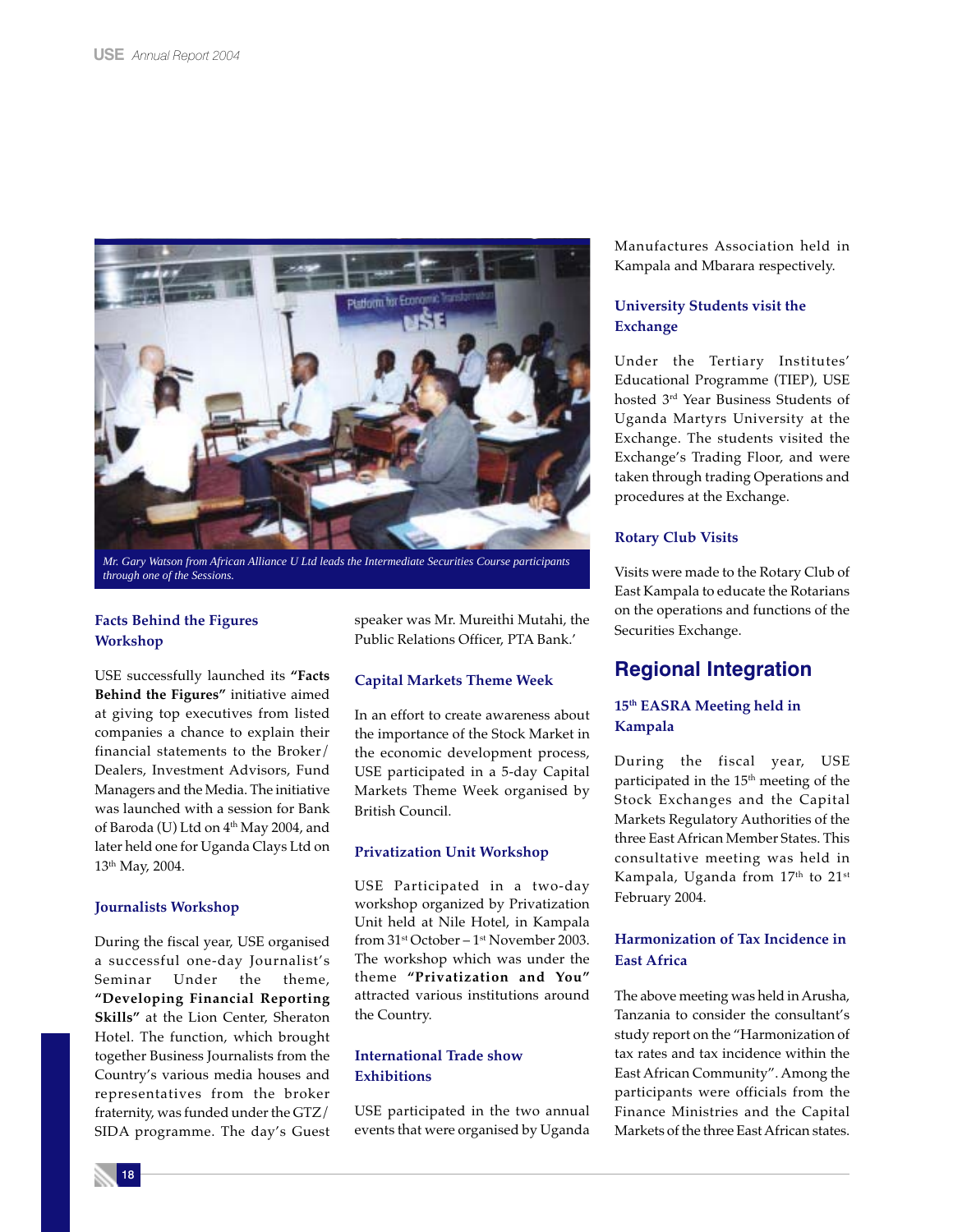*Mr. Gary Watson from African Alliance U Ltd leads the Intermediate Securities Course participants through one of the Sessions.*

### Facts Behind the Figures Workshop

USE successfully launched its **"Facts Behind the Figures"** initiative aimed at giving top executives from listed companies a chance to explain their financial statements to the Broker/Dealers, Investment Advisors, Fund Managers and the Media. The initiative was launched with a session for Bank of Baroda (U) Ltd on 4th May 2004, and later held one for Uganda Clays Ltd on 13th May, 2004.

### Journalists Workshop

During the fiscal year, USE organised a successful one-day Journalist's Seminar Under the theme, **"Developing Financial Reporting Skills"** at the Lion Center, Sheraton Hotel. The function, which brought together Business Journalists from the Country's various media houses and representatives from the broker fraternity, was funded under the GTZ/SIDA programme. The day's Guest speaker was Mr. Mureithi Mutahi, the Public Relations Officer, PTA Bank.'

### Capital Markets Theme Week

In an effort to create awareness about the importance of the Stock Market in the economic development process, USE participated in a 5-day Capital Markets Theme Week organised by British Council.

### Privatization Unit Workshop

USE Participated in a two-day workshop organized by Privatization Unit held at Nile Hotel, in Kampala from 31st October – 1st November 2003. The workshop which was under the theme **"Privatization and You"** attracted various institutions around the Country.

### International Trade show Exhibitions

USE participated in the two annual events that were organised by Uganda Manufactures Association held in Kampala and Mbarara respectively.

### University Students visit the Exchange

Under the Tertiary Institutes' Educational Programme (TIEP), USE hosted 3rd Year Business Students of Uganda Martyrs University at the Exchange. The students visited the Exchange's Trading Floor, and were taken through trading Operations and procedures at the Exchange.

### Rotary Club Visits

Visits were made to the Rotary Club of East Kampala to educate the Rotarians on the operations and functions of the Securities Exchange.

## Regional Integration

### 15th EASRA Meeting held in Kampala

During the fiscal year, USE participated in the 15th meeting of the Stock Exchanges and the Capital Markets Regulatory Authorities of the three East African Member States. This consultative meeting was held in Kampala, Uganda from 17th to 21st February 2004.

### Harmonization of Tax Incidence in East Africa

The above meeting was held in Arusha, Tanzania to consider the consultant's study report on the "Harmonization of tax rates and tax incidence within the East African Community". Among the participants were officials from the Finance Ministries and the Capital Markets of the three East African states.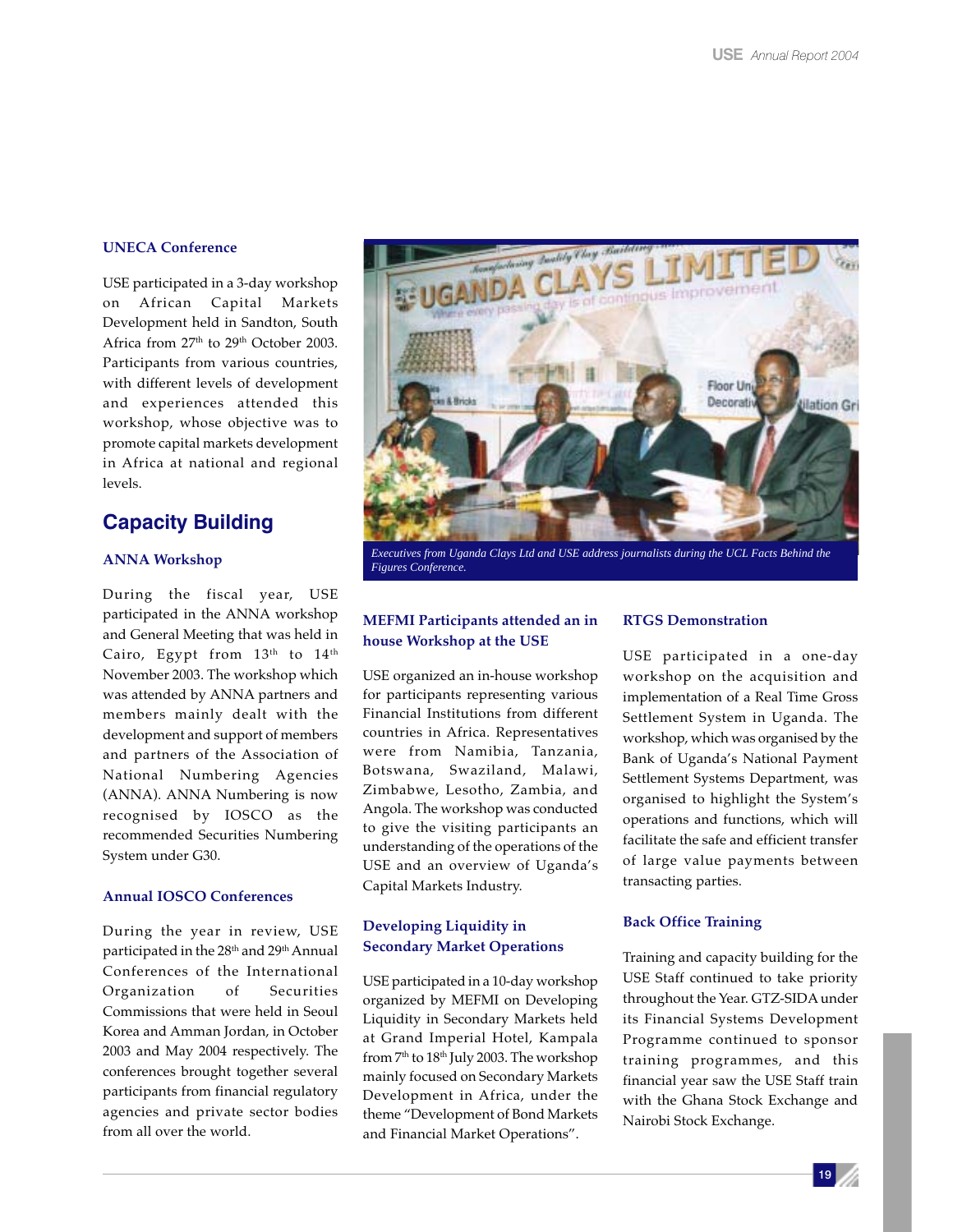### UNECA Conference

USE participated in a 3-day workshop on African Capital Markets Development held in Sandton, South Africa from 27th to 29th October 2003. Participants from various countries, with different levels of development and experiences attended this workshop, whose objective was to promote capital markets development in Africa at national and regional levels.

## Capacity Building

### ANNA Workshop

During the fiscal year, USE participated in the ANNA workshop and General Meeting that was held in Cairo, Egypt from 13th to 14th November 2003. The workshop which was attended by ANNA partners and members mainly dealt with the development and support of members and partners of the Association of National Numbering Agencies (ANNA). ANNA Numbering is now recognised by IOSCO as the recommended Securities Numbering System under G30.

### Annual IOSCO Conferences

During the year in review, USE participated in the 28th and 29th Annual Conferences of the International Organization of Securities Commissions that were held in Seoul Korea and Amman Jordan, in October 2003 and May 2004 respectively. The conferences brought together several participants from financial regulatory agencies and private sector bodies from all over the world.

*Executives from Uganda Clays Ltd and USE address journalists during the UCL Facts Behind the Figures Conference.*

### MEFMI Participants attended an in house Workshop at the USE

USE organized an in-house workshop for participants representing various Financial Institutions from different countries in Africa. Representatives were from Namibia, Tanzania, Botswana, Swaziland, Malawi, Zimbabwe, Lesotho, Zambia, and Angola. The workshop was conducted to give the visiting participants an understanding of the operations of the USE and an overview of Uganda's Capital Markets Industry.

### Developing Liquidity in Secondary Market Operations

USE participated in a 10-day workshop organized by MEFMI on Developing Liquidity in Secondary Markets held at Grand Imperial Hotel, Kampala from 7th to 18th July 2003. The workshop mainly focused on Secondary Markets Development in Africa, under the theme "Development of Bond Markets and Financial Market Operations".

### RTGS Demonstration

USE participated in a one-day workshop on the acquisition and implementation of a Real Time Gross Settlement System in Uganda. The workshop, which was organised by the Bank of Uganda's National Payment Settlement Systems Department, was organised to highlight the System's operations and functions, which will facilitate the safe and efficient transfer of large value payments between transacting parties.

### Back Office Training

Training and capacity building for the USE Staff continued to take priority throughout the Year. GTZ-SIDA under its Financial Systems Development Programme continued to sponsor training programmes, and this financial year saw the USE Staff train with the Ghana Stock Exchange and Nairobi Stock Exchange.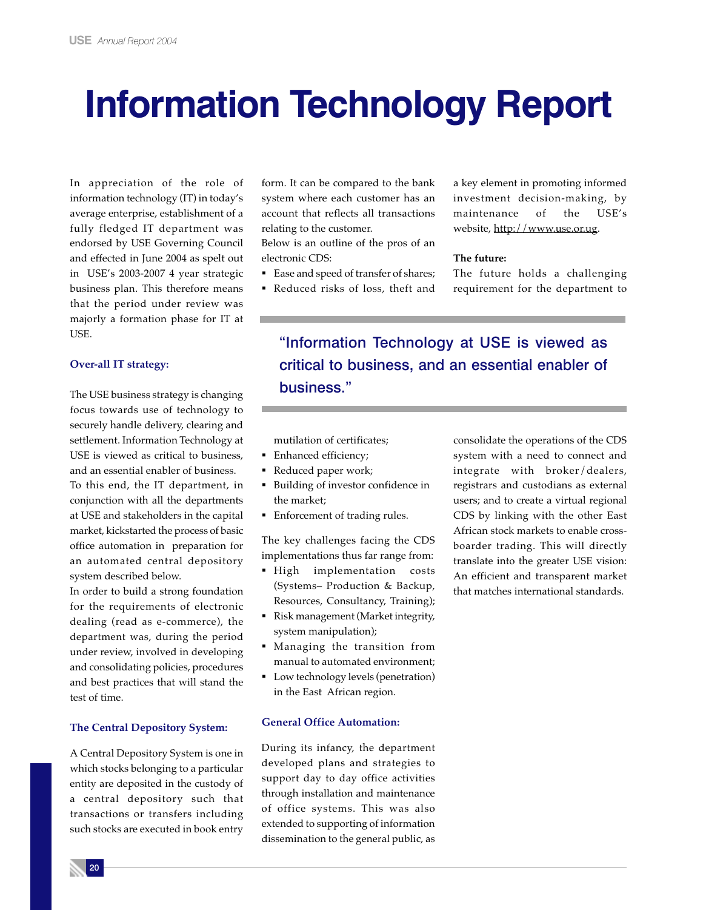# Information Technology Report

In appreciation of the role of information technology (IT) in today's average enterprise, establishment of a fully fledged IT department was endorsed by USE Governing Council and effected in June 2004 as spelt out in USE's 2003-2007 4 year strategic business plan. This therefore means that the period under review was majorly a formation phase for IT at USE.

### Over-all IT strategy:

The USE business strategy is changing focus towards use of technology to securely handle delivery, clearing and settlement. Information Technology at USE is viewed as critical to business, and an essential enabler of business.

To this end, the IT department, in conjunction with all the departments at USE and stakeholders in the capital market, kickstarted the process of basic office automation in preparation for an automated central depository system described below.

In order to build a strong foundation for the requirements of electronic dealing (read as e-commerce), the department was, during the period under review, involved in developing and consolidating policies, procedures and best practices that will stand the test of time.

### The Central Depository System:

A Central Depository System is one in which stocks belonging to a particular entity are deposited in the custody of a central depository such that transactions or transfers including such stocks are executed in book entry form. It can be compared to the bank system where each customer has an account that reflects all transactions relating to the customer.

Below is an outline of the pros of an electronic CDS:

- Ease and speed of transfer of shares;
- Reduced risks of loss, theft and mutilation of certificates;
- Enhanced efficiency;
- Reduced paper work;
- Building of investor confidence in the market;
- Enforcement of trading rules.

> "Information Technology at USE is viewed as critical to business, and an essential enabler of business."

The key challenges facing the CDS implementations thus far range from:

- High implementation costs (Systems– Production & Backup, Resources, Consultancy, Training);
- Risk management (Market integrity, system manipulation);
- Managing the transition from manual to automated environment;
- Low technology levels (penetration) in the East African region.

### General Office Automation:

During its infancy, the department developed plans and strategies to support day to day office activities through installation and maintenance of office systems. This was also extended to supporting of information dissemination to the general public, as a key element in promoting informed investment decision-making, by maintenance of the USE's website, http://www.use.or.ug.

**The future:**

The future holds a challenging requirement for the department to consolidate the operations of the CDS system with a need to connect and integrate with broker/dealers, registrars and custodians as external users; and to create a virtual regional CDS by linking with the other East African stock markets to enable cross-boarder trading. This will directly translate into the greater USE vision: An efficient and transparent market that matches international standards.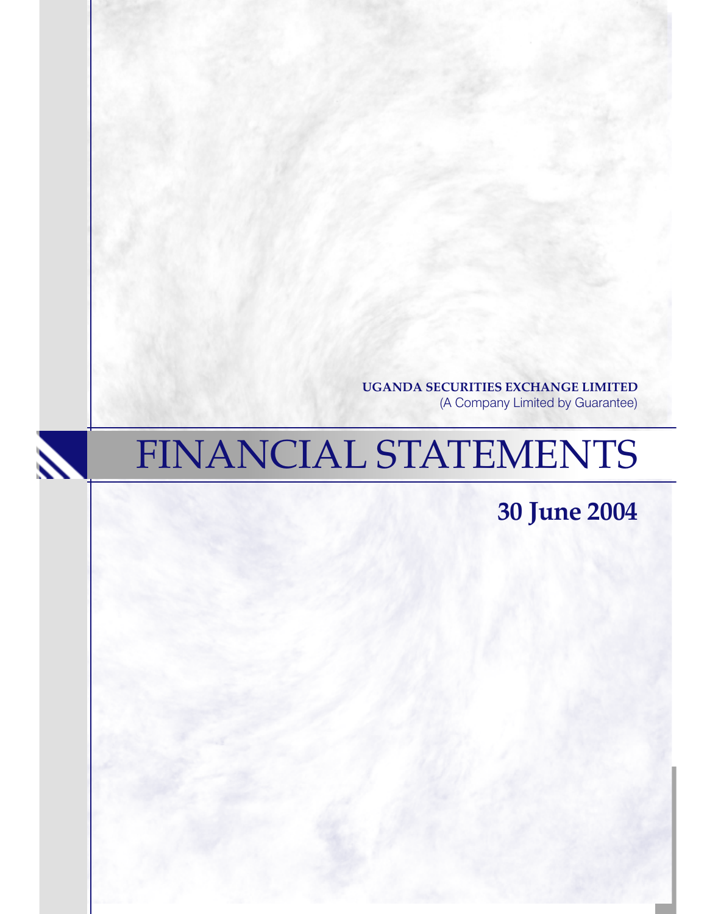**UGANDA SECURITIES EXCHANGE LIMITED**
(A Company Limited by Guarantee)

# FINANCIAL STATEMENTS

## 30 June 2004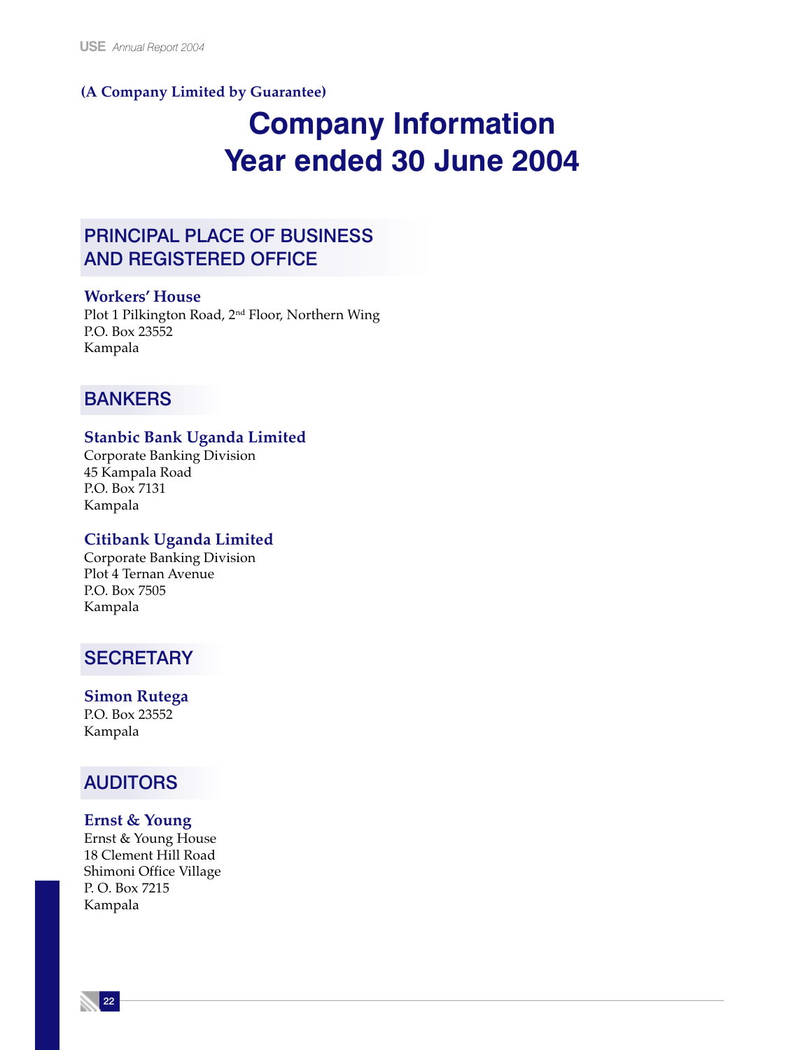**(A Company Limited by Guarantee)**

# Company Information
# Year ended 30 June 2004

## PRINCIPAL PLACE OF BUSINESS AND REGISTERED OFFICE

**Workers' House**
Plot 1 Pilkington Road, 2nd Floor, Northern Wing
P.O. Box 23552
Kampala

## BANKERS

**Stanbic Bank Uganda Limited**
Corporate Banking Division
45 Kampala Road
P.O. Box 7131
Kampala

**Citibank Uganda Limited**
Corporate Banking Division
Plot 4 Ternan Avenue
P.O. Box 7505
Kampala

## SECRETARY

**Simon Rutega**
P.O. Box 23552
Kampala

## AUDITORS

**Ernst & Young**
Ernst & Young House
18 Clement Hill Road
Shimoni Office Village
P. O. Box 7215
Kampala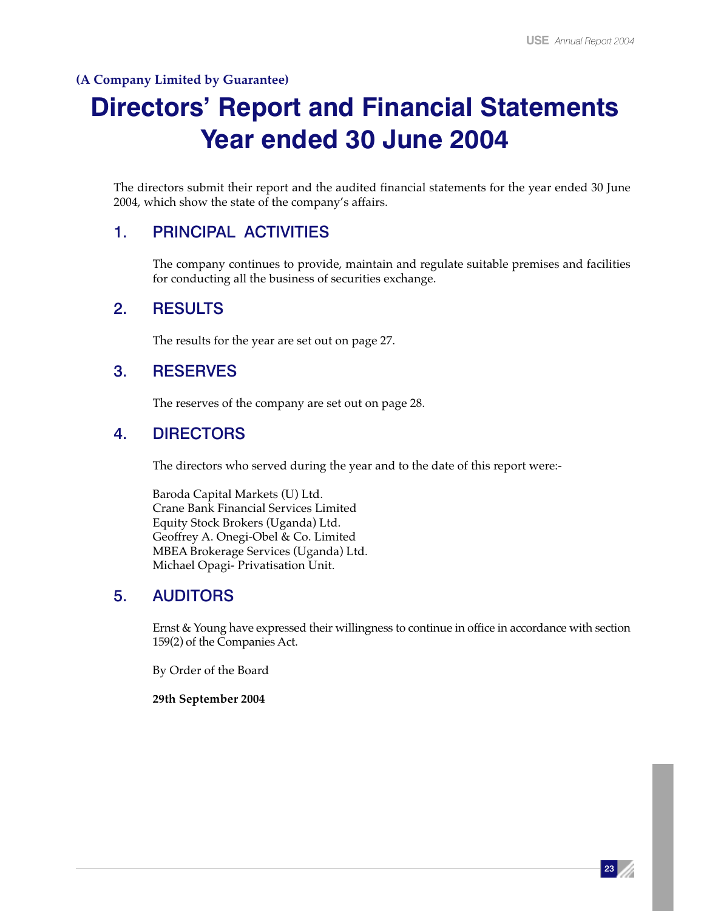**(A Company Limited by Guarantee)**

# Directors' Report and Financial Statements Year ended 30 June 2004

The directors submit their report and the audited financial statements for the year ended 30 June 2004, which show the state of the company's affairs.

## 1. PRINCIPAL ACTIVITIES

The company continues to provide, maintain and regulate suitable premises and facilities for conducting all the business of securities exchange.

## 2. RESULTS

The results for the year are set out on page 27.

## 3. RESERVES

The reserves of the company are set out on page 28.

## 4. DIRECTORS

The directors who served during the year and to the date of this report were:-

Baroda Capital Markets (U) Ltd.
Crane Bank Financial Services Limited
Equity Stock Brokers (Uganda) Ltd.
Geoffrey A. Onegi-Obel & Co. Limited
MBEA Brokerage Services (Uganda) Ltd.
Michael Opagi- Privatisation Unit.

## 5. AUDITORS

Ernst & Young have expressed their willingness to continue in office in accordance with section 159(2) of the Companies Act.

By Order of the Board

**29th September 2004**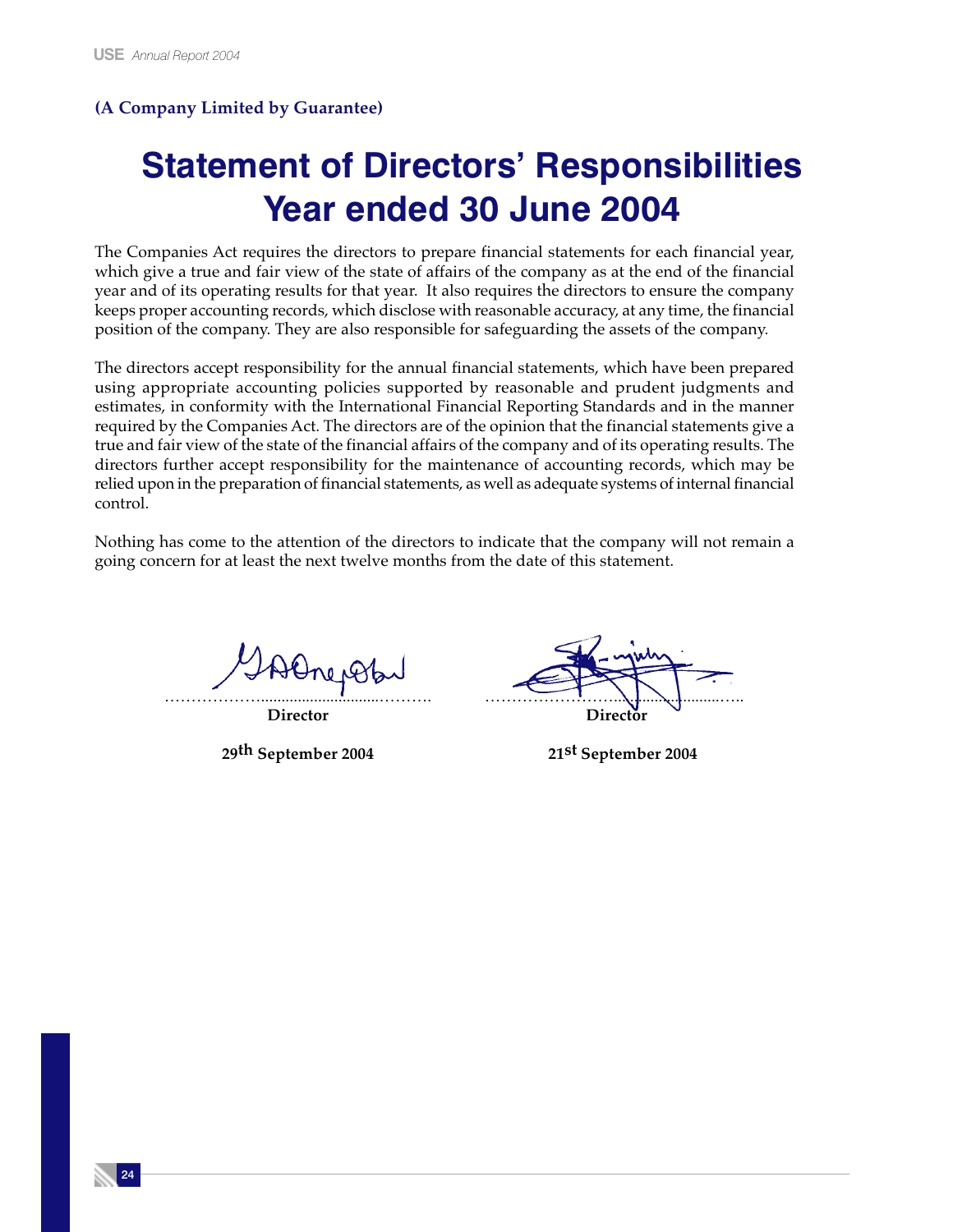**(A Company Limited by Guarantee)**

# Statement of Directors' Responsibilities Year ended 30 June 2004

The Companies Act requires the directors to prepare financial statements for each financial year, which give a true and fair view of the state of affairs of the company as at the end of the financial year and of its operating results for that year. It also requires the directors to ensure the company keeps proper accounting records, which disclose with reasonable accuracy, at any time, the financial position of the company. They are also responsible for safeguarding the assets of the company.

The directors accept responsibility for the annual financial statements, which have been prepared using appropriate accounting policies supported by reasonable and prudent judgments and estimates, in conformity with the International Financial Reporting Standards and in the manner required by the Companies Act. The directors are of the opinion that the financial statements give a true and fair view of the state of the financial affairs of the company and of its operating results. The directors further accept responsibility for the maintenance of accounting records, which may be relied upon in the preparation of financial statements, as well as adequate systems of internal financial control.

Nothing has come to the attention of the directors to indicate that the company will not remain a going concern for at least the next twelve months from the date of this statement.

……………………………………………
**Director**

**29th September 2004**

……………………………………………
**Director**

**21st September 2004**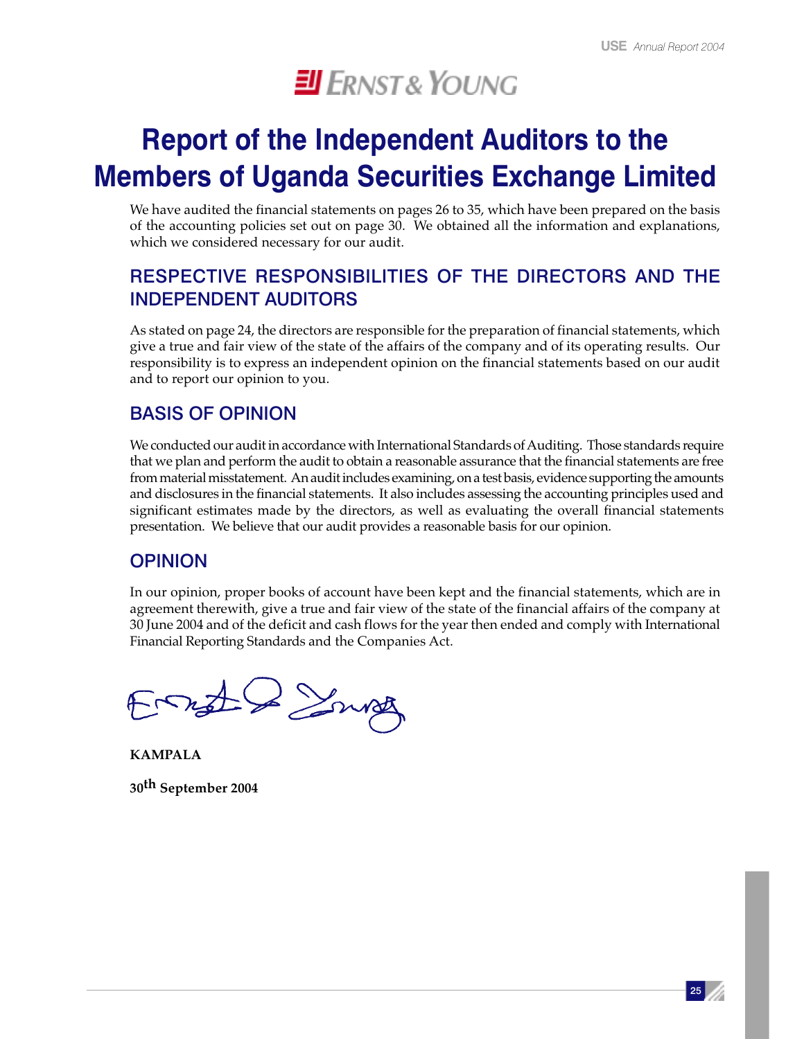ERNST & YOUNG

# Report of the Independent Auditors to the Members of Uganda Securities Exchange Limited

We have audited the financial statements on pages 26 to 35, which have been prepared on the basis of the accounting policies set out on page 30. We obtained all the information and explanations, which we considered necessary for our audit.

## RESPECTIVE RESPONSIBILITIES OF THE DIRECTORS AND THE INDEPENDENT AUDITORS

As stated on page 24, the directors are responsible for the preparation of financial statements, which give a true and fair view of the state of the affairs of the company and of its operating results. Our responsibility is to express an independent opinion on the financial statements based on our audit and to report our opinion to you.

## BASIS OF OPINION

We conducted our audit in accordance with International Standards of Auditing. Those standards require that we plan and perform the audit to obtain a reasonable assurance that the financial statements are free from material misstatement. An audit includes examining, on a test basis, evidence supporting the amounts and disclosures in the financial statements. It also includes assessing the accounting principles used and significant estimates made by the directors, as well as evaluating the overall financial statements presentation. We believe that our audit provides a reasonable basis for our opinion.

## OPINION

In our opinion, proper books of account have been kept and the financial statements, which are in agreement therewith, give a true and fair view of the state of the financial affairs of the company at 30 June 2004 and of the deficit and cash flows for the year then ended and comply with International Financial Reporting Standards and the Companies Act.

Ernst & Young

**KAMPALA**

**30th September 2004**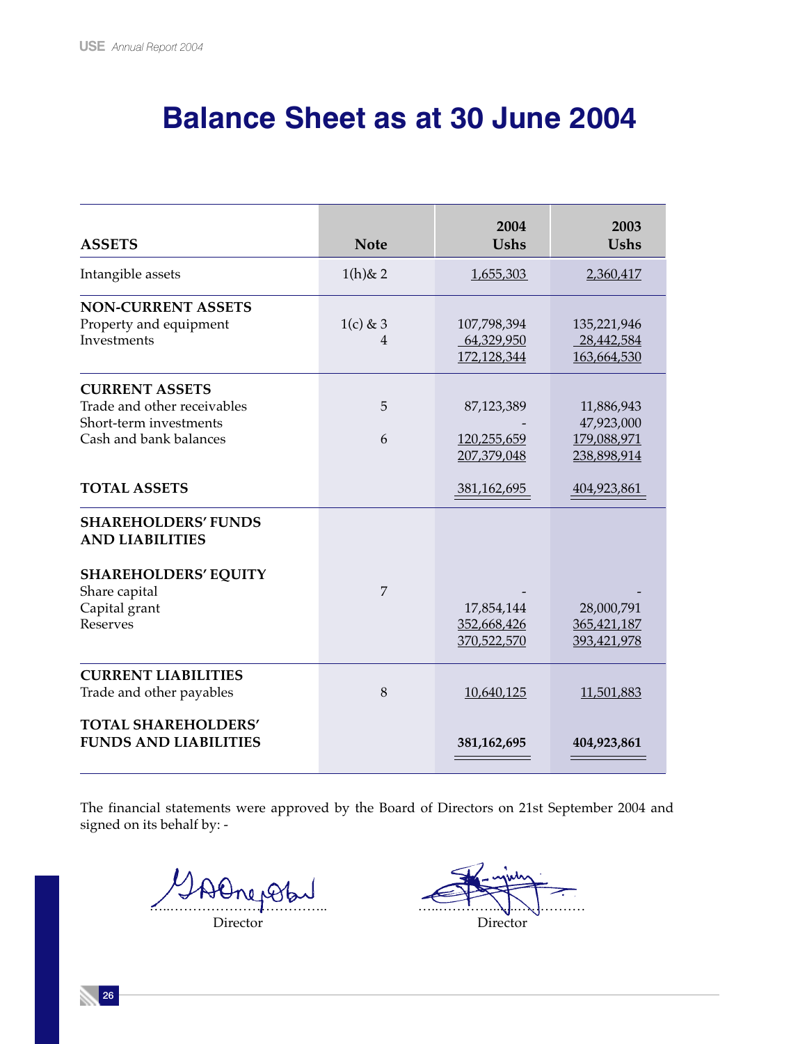# Balance Sheet as at 30 June 2004

| ASSETS | Note | 2004 Ushs | 2003 Ushs |
|---|---|---|---|
| Intangible assets | 1(h)& 2 | 1,655,303 | 2,360,417 |
| **NON-CURRENT ASSETS** | | | |
| Property and equipment | 1(c) & 3 | 107,798,394 | 135,221,946 |
| Investments | 4 | 64,329,950 | 28,442,584 |
| | | 172,128,344 | 163,664,530 |
| **CURRENT ASSETS** | | | |
| Trade and other receivables | 5 | 87,123,389 | 11,886,943 |
| Short-term investments | | - | 47,923,000 |
| Cash and bank balances | 6 | 120,255,659 | 179,088,971 |
| | | 207,379,048 | 238,898,914 |
| **TOTAL ASSETS** | | 381,162,695 | 404,923,861 |
| **SHAREHOLDERS' FUNDS AND LIABILITIES** | | | |
| **SHAREHOLDERS' EQUITY** | | | |
| Share capital | 7 | - | - |
| Capital grant | | 17,854,144 | 28,000,791 |
| Reserves | | 352,668,426 | 365,421,187 |
| | | 370,522,570 | 393,421,978 |
| **CURRENT LIABILITIES** | | | |
| Trade and other payables | 8 | 10,640,125 | 11,501,883 |
| **TOTAL SHAREHOLDERS' FUNDS AND LIABILITIES** | | **381,162,695** | **404,923,861** |

The financial statements were approved by the Board of Directors on 21st September 2004 and signed on its behalf by: -

……………………………………… Director

……………………………………… Director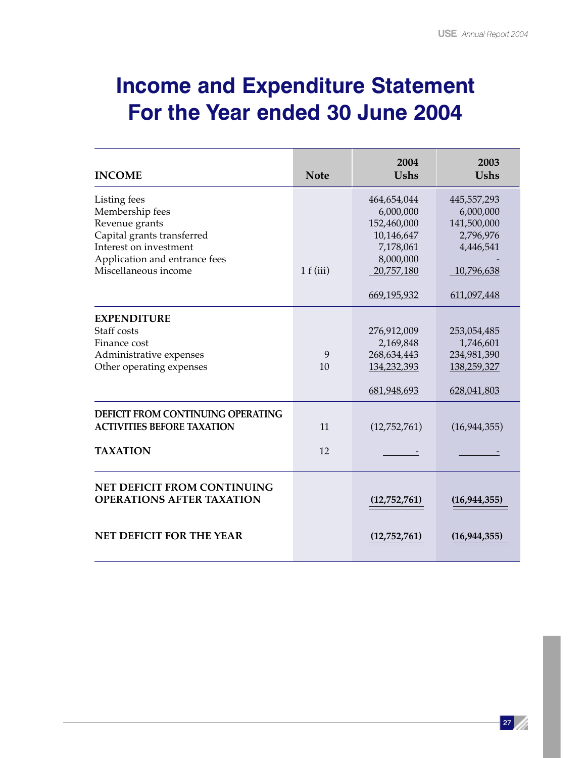# Income and Expenditure Statement For the Year ended 30 June 2004

| INCOME | Note | 2004 Ushs | 2003 Ushs |
|---|---|---|---|
| Listing fees | | 464,654,044 | 445,557,293 |
| Membership fees | | 6,000,000 | 6,000,000 |
| Revenue grants | | 152,460,000 | 141,500,000 |
| Capital grants transferred | | 10,146,647 | 2,796,976 |
| Interest on investment | | 7,178,061 | 4,446,541 |
| Application and entrance fees | | 8,000,000 | - |
| Miscellaneous income | 1 f (iii) | 20,757,180 | 10,796,638 |
| | | 669,195,932 | 611,097,448 |
| **EXPENDITURE** | | | |
| Staff costs | | 276,912,009 | 253,054,485 |
| Finance cost | | 2,169,848 | 1,746,601 |
| Administrative expenses | 9 | 268,634,443 | 234,981,390 |
| Other operating expenses | 10 | 134,232,393 | 138,259,327 |
| | | 681,948,693 | 628,041,803 |
| **DEFICIT FROM CONTINUING OPERATING ACTIVITIES BEFORE TAXATION** | 11 | (12,752,761) | (16,944,355) |
| **TAXATION** | 12 | - | - |
| **NET DEFICIT FROM CONTINUING OPERATIONS AFTER TAXATION** | | **(12,752,761)** | **(16,944,355)** |
| **NET DEFICIT FOR THE YEAR** | | **(12,752,761)** | **(16,944,355)** |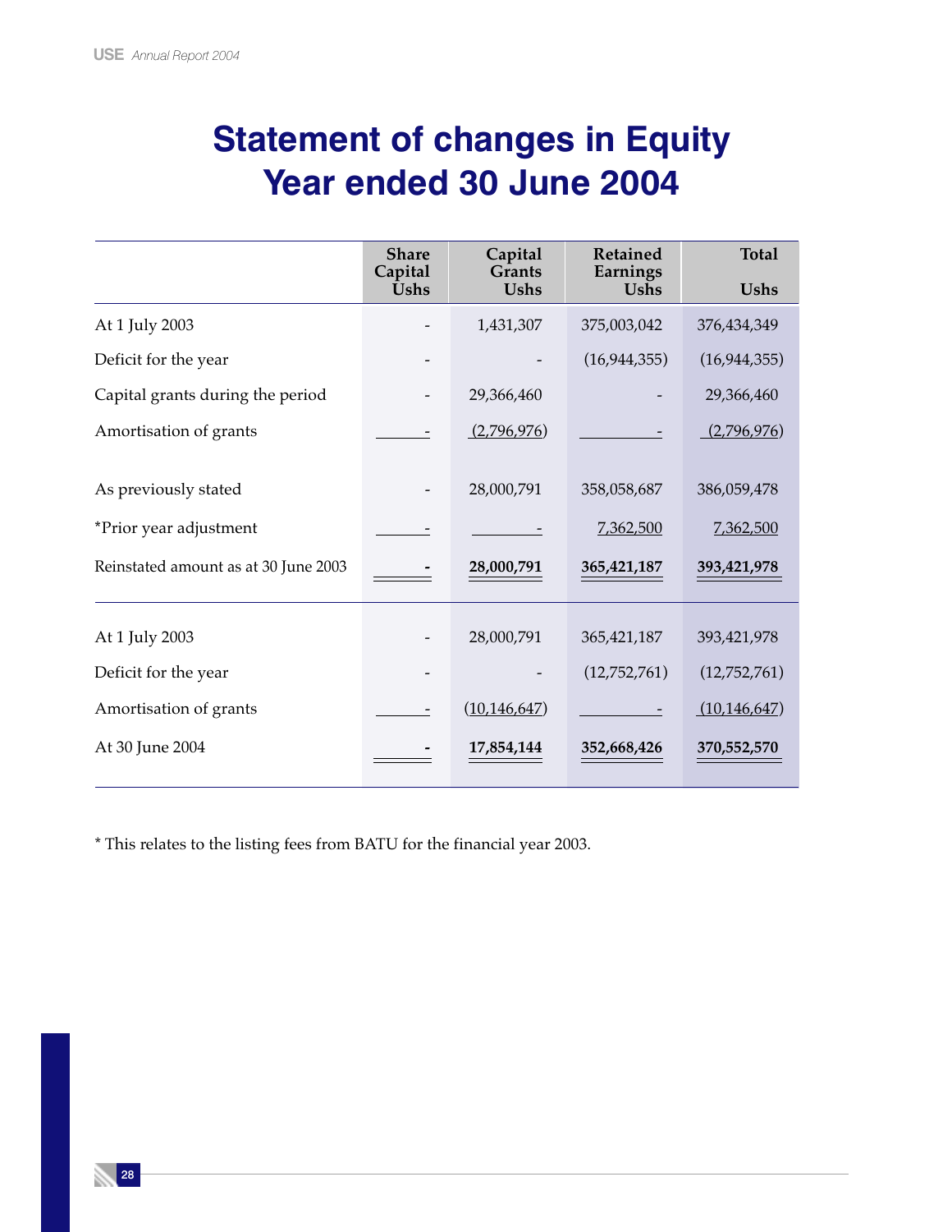# Statement of changes in Equity
# Year ended 30 June 2004

| | Share Capital Ushs | Capital Grants Ushs | Retained Earnings Ushs | Total Ushs |
|---|---|---|---|---|
| At 1 July 2003 | - | 1,431,307 | 375,003,042 | 376,434,349 |
| Deficit for the year | - | - | (16,944,355) | (16,944,355) |
| Capital grants during the period | - | 29,366,460 | - | 29,366,460 |
| Amortisation of grants | - | (2,796,976) | - | (2,796,976) |
| As previously stated | - | 28,000,791 | 358,058,687 | 386,059,478 |
| *Prior year adjustment | - | - | 7,362,500 | 7,362,500 |
| Reinstated amount as at 30 June 2003 | **-** | **28,000,791** | **365,421,187** | **393,421,978** |
| At 1 July 2003 | - | 28,000,791 | 365,421,187 | 393,421,978 |
| Deficit for the year | - | - | (12,752,761) | (12,752,761) |
| Amortisation of grants | - | (10,146,647) | - | (10,146,647) |
| At 30 June 2004 | **-** | **17,854,144** | **352,668,426** | **370,552,570** |

* This relates to the listing fees from BATU for the financial year 2003.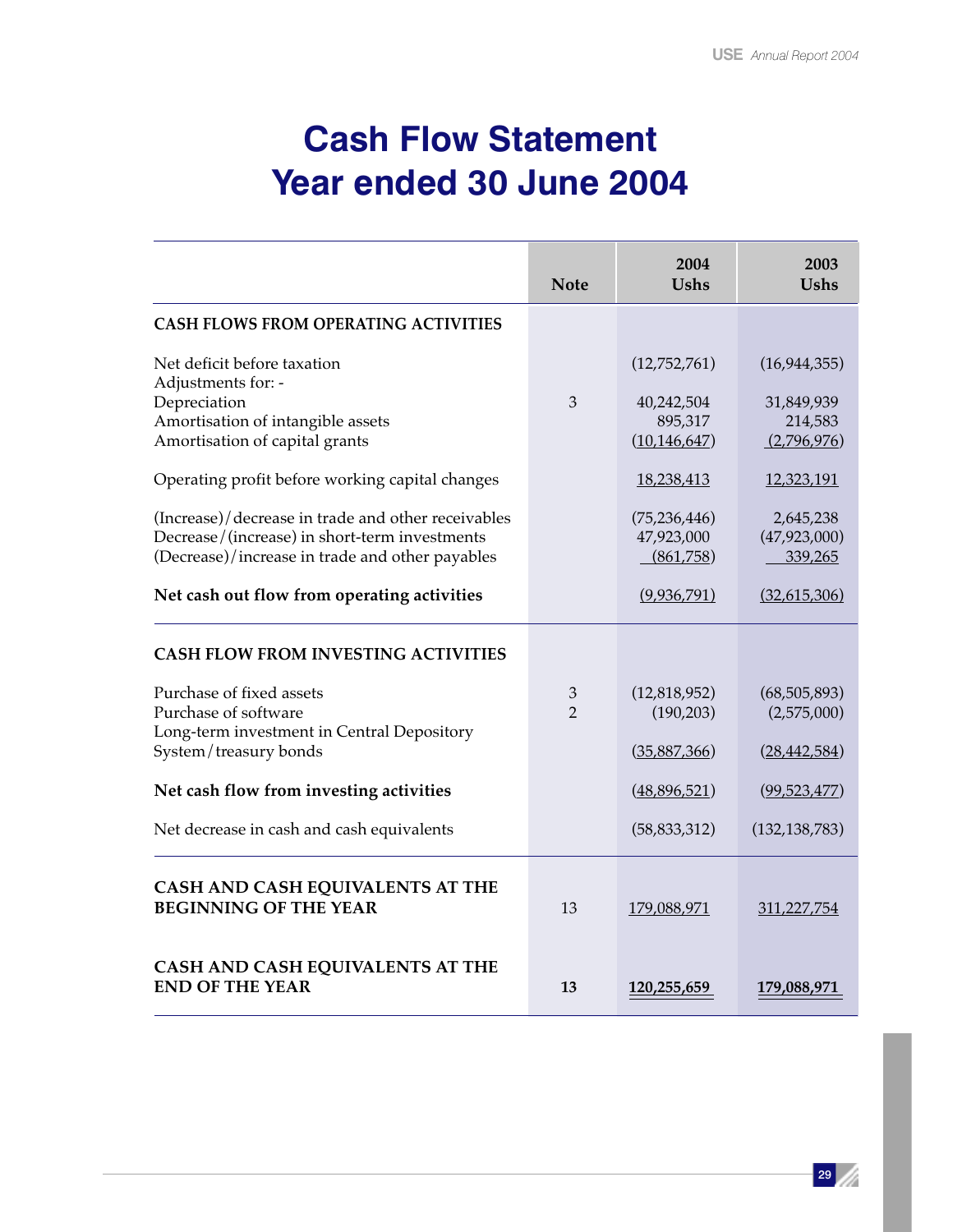# Cash Flow Statement
# Year ended 30 June 2004

| | Note | 2004 Ushs | 2003 Ushs |
|---|---|---|---|
| **CASH FLOWS FROM OPERATING ACTIVITIES** | | | |
| Net deficit before taxation | | (12,752,761) | (16,944,355) |
| Adjustments for: - | | | |
| Depreciation | 3 | 40,242,504 | 31,849,939 |
| Amortisation of intangible assets | | 895,317 | 214,583 |
| Amortisation of capital grants | | (10,146,647) | (2,796,976) |
| Operating profit before working capital changes | | 18,238,413 | 12,323,191 |
| (Increase)/decrease in trade and other receivables | | (75,236,446) | 2,645,238 |
| Decrease/(increase) in short-term investments | | 47,923,000 | (47,923,000) |
| (Decrease)/increase in trade and other payables | | (861,758) | 339,265 |
| **Net cash out flow from operating activities** | | (9,936,791) | (32,615,306) |
| **CASH FLOW FROM INVESTING ACTIVITIES** | | | |
| Purchase of fixed assets | 3 | (12,818,952) | (68,505,893) |
| Purchase of software | 2 | (190,203) | (2,575,000) |
| Long-term investment in Central Depository System/treasury bonds | | (35,887,366) | (28,442,584) |
| **Net cash flow from investing activities** | | (48,896,521) | (99,523,477) |
| Net decrease in cash and cash equivalents | | (58,833,312) | (132,138,783) |
| **CASH AND CASH EQUIVALENTS AT THE BEGINNING OF THE YEAR** | 13 | 179,088,971 | 311,227,754 |
| **CASH AND CASH EQUIVALENTS AT THE END OF THE YEAR** | **13** | **120,255,659** | **179,088,971** |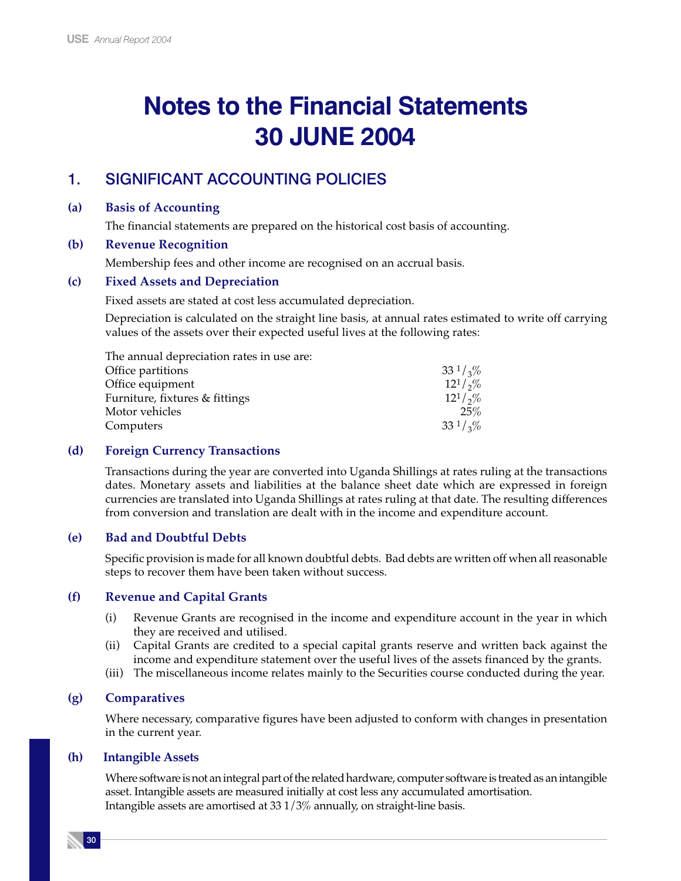# Notes to the Financial Statements 30 JUNE 2004

## 1. SIGNIFICANT ACCOUNTING POLICIES

### (a) Basis of Accounting

The financial statements are prepared on the historical cost basis of accounting.

### (b) Revenue Recognition

Membership fees and other income are recognised on an accrual basis.

### (c) Fixed Assets and Depreciation

Fixed assets are stated at cost less accumulated depreciation.

Depreciation is calculated on the straight line basis, at annual rates estimated to write off carrying values of the assets over their expected useful lives at the following rates:

| The annual depreciation rates in use are: | |
|---|---|
| Office partitions | 33 1/3% |
| Office equipment | 12 1/2% |
| Furniture, fixtures & fittings | 12 1/2% |
| Motor vehicles | 25% |
| Computers | 33 1/3% |

### (d) Foreign Currency Transactions

Transactions during the year are converted into Uganda Shillings at rates ruling at the transactions dates. Monetary assets and liabilities at the balance sheet date which are expressed in foreign currencies are translated into Uganda Shillings at rates ruling at that date. The resulting differences from conversion and translation are dealt with in the income and expenditure account.

### (e) Bad and Doubtful Debts

Specific provision is made for all known doubtful debts. Bad debts are written off when all reasonable steps to recover them have been taken without success.

### (f) Revenue and Capital Grants

(i) Revenue Grants are recognised in the income and expenditure account in the year in which they are received and utilised.
(ii) Capital Grants are credited to a special capital grants reserve and written back against the income and expenditure statement over the useful lives of the assets financed by the grants.
(iii) The miscellaneous income relates mainly to the Securities course conducted during the year.

### (g) Comparatives

Where necessary, comparative figures have been adjusted to conform with changes in presentation in the current year.

### (h) Intangible Assets

Where software is not an integral part of the related hardware, computer software is treated as an intangible asset. Intangible assets are measured initially at cost less any accumulated amortisation.
Intangible assets are amortised at 33 1/3% annually, on straight-line basis.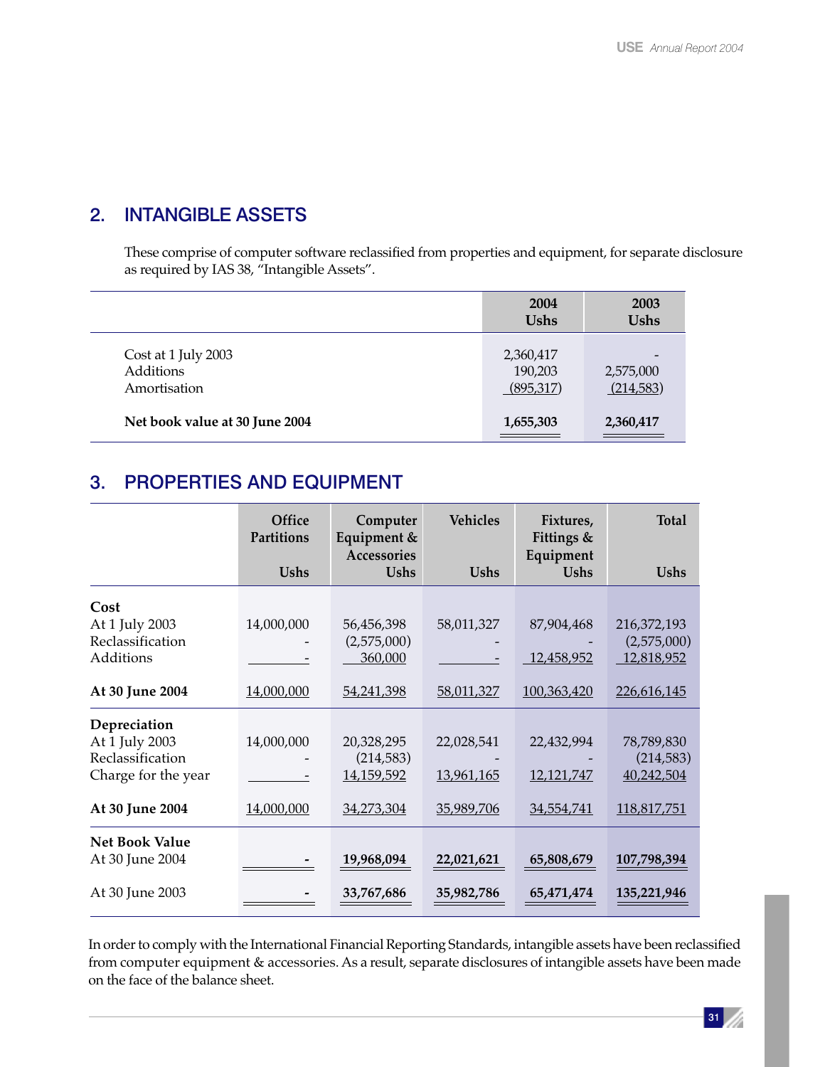## 2. INTANGIBLE ASSETS

These comprise of computer software reclassified from properties and equipment, for separate disclosure as required by IAS 38, "Intangible Assets".

| | 2004 Ushs | 2003 Ushs |
|---|---|---|
| Cost at 1 July 2003 | 2,360,417 | - |
| Additions | 190,203 | 2,575,000 |
| Amortisation | (895,317) | (214,583) |
| **Net book value at 30 June 2004** | **1,655,303** | **2,360,417** |

## 3. PROPERTIES AND EQUIPMENT

| | Office Partitions Ushs | Computer Equipment & Accessories Ushs | Vehicles Ushs | Fixtures, Fittings & Equipment Ushs | Total Ushs |
|---|---|---|---|---|---|
| **Cost** | | | | | |
| At 1 July 2003 | 14,000,000 | 56,456,398 | 58,011,327 | 87,904,468 | 216,372,193 |
| Reclassification | - | (2,575,000) | - | - | (2,575,000) |
| Additions | - | 360,000 | - | 12,458,952 | 12,818,952 |
| **At 30 June 2004** | 14,000,000 | 54,241,398 | 58,011,327 | 100,363,420 | 226,616,145 |
| **Depreciation** | | | | | |
| At 1 July 2003 | 14,000,000 | 20,328,295 | 22,028,541 | 22,432,994 | 78,789,830 |
| Reclassification | - | (214,583) | - | - | (214,583) |
| Charge for the year | - | 14,159,592 | 13,961,165 | 12,121,747 | 40,242,504 |
| **At 30 June 2004** | 14,000,000 | 34,273,304 | 35,989,706 | 34,554,741 | 118,817,751 |
| **Net Book Value** | | | | | |
| At 30 June 2004 | **-** | **19,968,094** | **22,021,621** | **65,808,679** | **107,798,394** |
| At 30 June 2003 | **-** | **33,767,686** | **35,982,786** | **65,471,474** | **135,221,946** |

In order to comply with the International Financial Reporting Standards, intangible assets have been reclassified from computer equipment & accessories. As a result, separate disclosures of intangible assets have been made on the face of the balance sheet.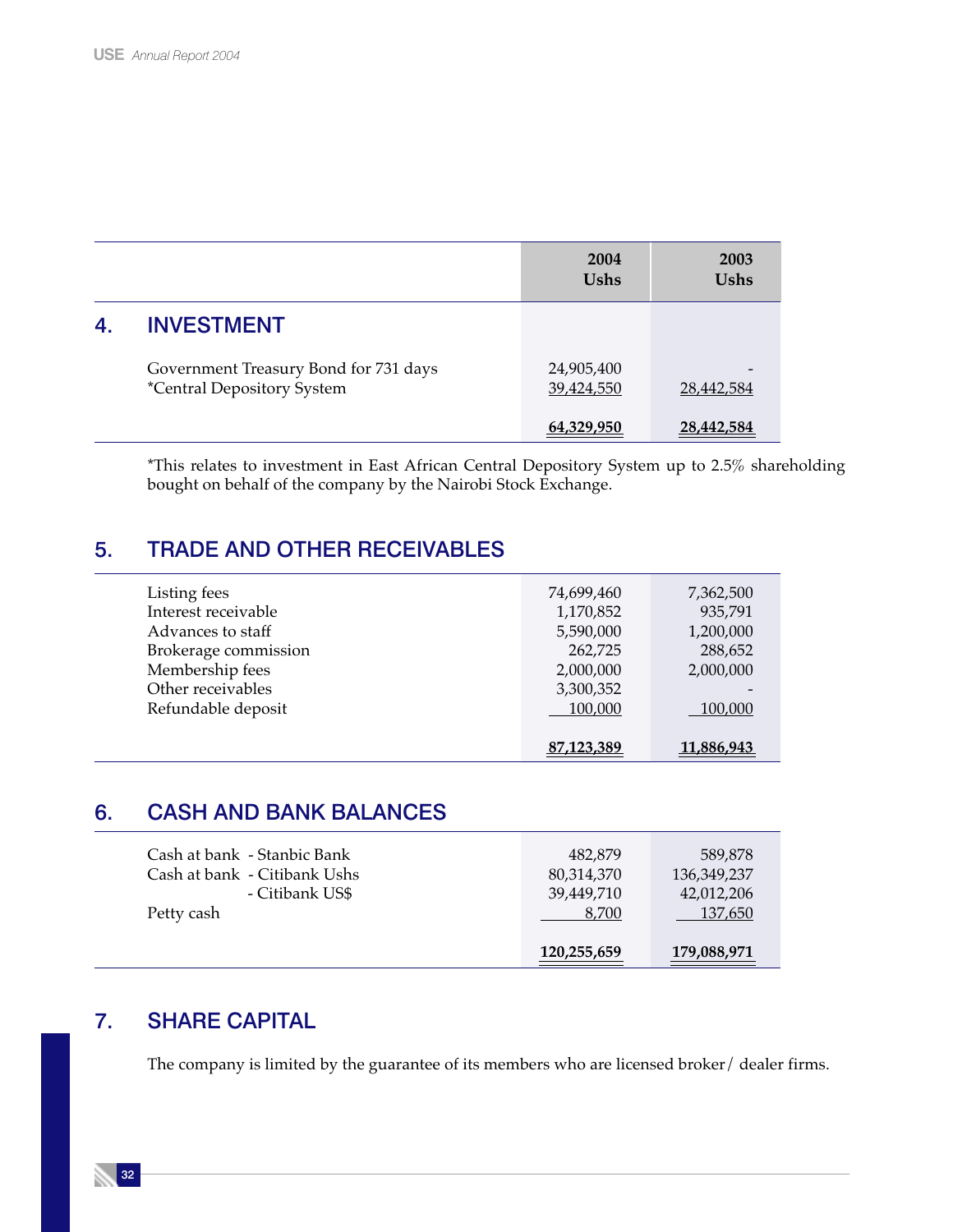| | 2004 Ushs | 2003 Ushs |
|---|---|---|
| **4. INVESTMENT** | | |
| Government Treasury Bond for 731 days | 24,905,400 | - |
| *Central Depository System | 39,424,550 | 28,442,584 |
| | **64,329,950** | **28,442,584** |

*This relates to investment in East African Central Depository System up to 2.5% shareholding bought on behalf of the company by the Nairobi Stock Exchange.

## 5. TRADE AND OTHER RECEIVABLES

| | 2004 Ushs | 2003 Ushs |
|---|---|---|
| Listing fees | 74,699,460 | 7,362,500 |
| Interest receivable | 1,170,852 | 935,791 |
| Advances to staff | 5,590,000 | 1,200,000 |
| Brokerage commission | 262,725 | 288,652 |
| Membership fees | 2,000,000 | 2,000,000 |
| Other receivables | 3,300,352 | - |
| Refundable deposit | 100,000 | 100,000 |
| | **87,123,389** | **11,886,943** |

## 6. CASH AND BANK BALANCES

| | 2004 Ushs | 2003 Ushs |
|---|---|---|
| Cash at bank - Stanbic Bank | 482,879 | 589,878 |
| Cash at bank - Citibank Ushs | 80,314,370 | 136,349,237 |
| - Citibank US$ | 39,449,710 | 42,012,206 |
| Petty cash | 8,700 | 137,650 |
| | **120,255,659** | **179,088,971** |

## 7. SHARE CAPITAL

The company is limited by the guarantee of its members who are licensed broker/ dealer firms.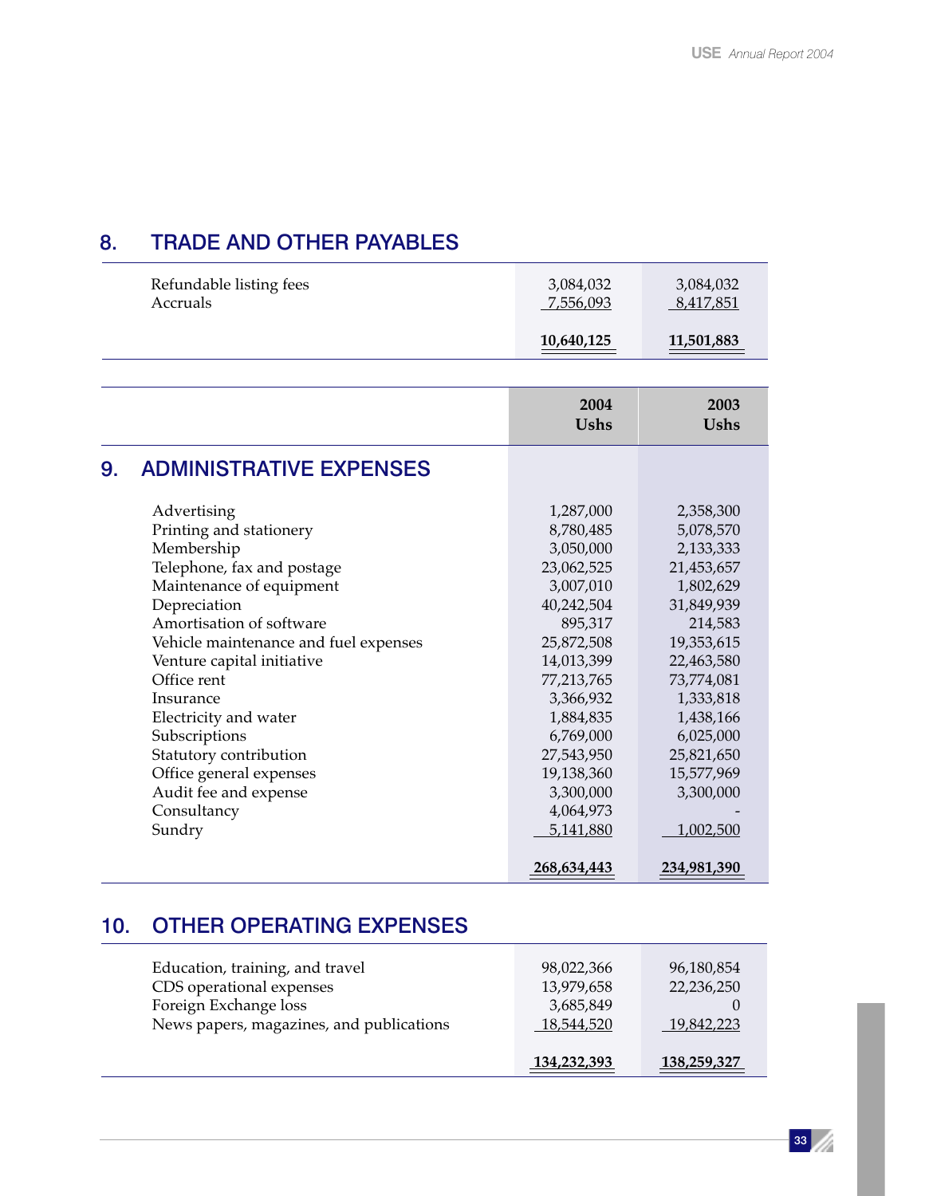## 8. TRADE AND OTHER PAYABLES

| | | |
|---|---|---|
| Refundable listing fees | 3,084,032 | 3,084,032 |
| Accruals | 7,556,093 | 8,417,851 |
| | **10,640,125** | **11,501,883** |

| | 2004 Ushs | 2003 Ushs |
|---|---|---|

## 9. ADMINISTRATIVE EXPENSES

| | 2004 Ushs | 2003 Ushs |
|---|---|---|
| Advertising | 1,287,000 | 2,358,300 |
| Printing and stationery | 8,780,485 | 5,078,570 |
| Membership | 3,050,000 | 2,133,333 |
| Telephone, fax and postage | 23,062,525 | 21,453,657 |
| Maintenance of equipment | 3,007,010 | 1,802,629 |
| Depreciation | 40,242,504 | 31,849,939 |
| Amortisation of software | 895,317 | 214,583 |
| Vehicle maintenance and fuel expenses | 25,872,508 | 19,353,615 |
| Venture capital initiative | 14,013,399 | 22,463,580 |
| Office rent | 77,213,765 | 73,774,081 |
| Insurance | 3,366,932 | 1,333,818 |
| Electricity and water | 1,884,835 | 1,438,166 |
| Subscriptions | 6,769,000 | 6,025,000 |
| Statutory contribution | 27,543,950 | 25,821,650 |
| Office general expenses | 19,138,360 | 15,577,969 |
| Audit fee and expense | 3,300,000 | 3,300,000 |
| Consultancy | 4,064,973 | - |
| Sundry | 5,141,880 | 1,002,500 |
| | **268,634,443** | **234,981,390** |

## 10. OTHER OPERATING EXPENSES

| | 2004 Ushs | 2003 Ushs |
|---|---|---|
| Education, training, and travel | 98,022,366 | 96,180,854 |
| CDS operational expenses | 13,979,658 | 22,236,250 |
| Foreign Exchange loss | 3,685,849 | 0 |
| News papers, magazines, and publications | 18,544,520 | 19,842,223 |
| | **134,232,393** | **138,259,327** |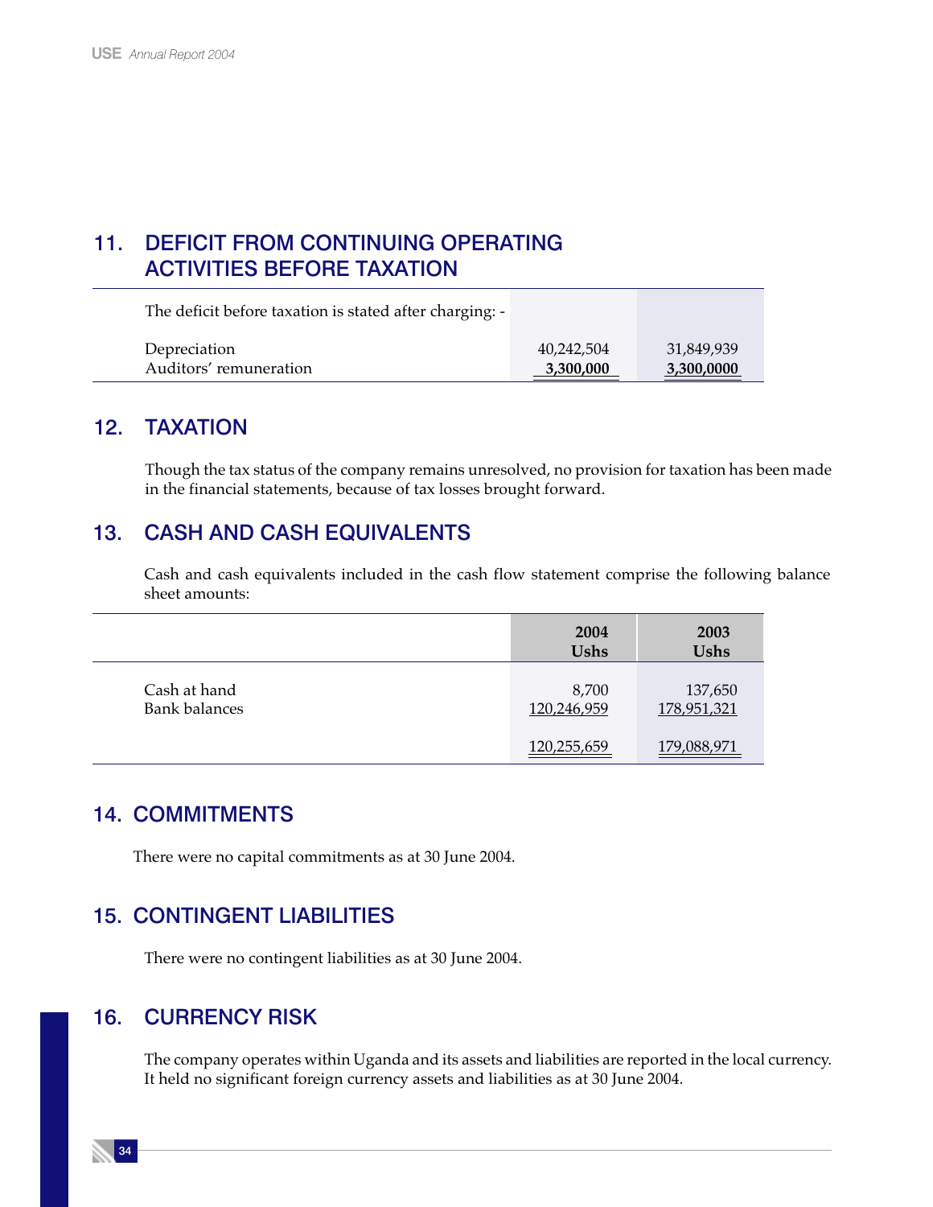## 11. DEFICIT FROM CONTINUING OPERATING ACTIVITIES BEFORE TAXATION

| The deficit before taxation is stated after charging: - | | |
|---|---|---|
| Depreciation | 40,242,504 | 31,849,939 |
| Auditors' remuneration | 3,300,000 | 3,300,0000 |

## 12. TAXATION

Though the tax status of the company remains unresolved, no provision for taxation has been made in the financial statements, because of tax losses brought forward.

## 13. CASH AND CASH EQUIVALENTS

Cash and cash equivalents included in the cash flow statement comprise the following balance sheet amounts:

| | 2004 Ushs | 2003 Ushs |
|---|---|---|
| Cash at hand | 8,700 | 137,650 |
| Bank balances | 120,246,959 | 178,951,321 |
| | 120,255,659 | 179,088,971 |

## 14. COMMITMENTS

There were no capital commitments as at 30 June 2004.

## 15. CONTINGENT LIABILITIES

There were no contingent liabilities as at 30 June 2004.

## 16. CURRENCY RISK

The company operates within Uganda and its assets and liabilities are reported in the local currency. It held no significant foreign currency assets and liabilities as at 30 June 2004.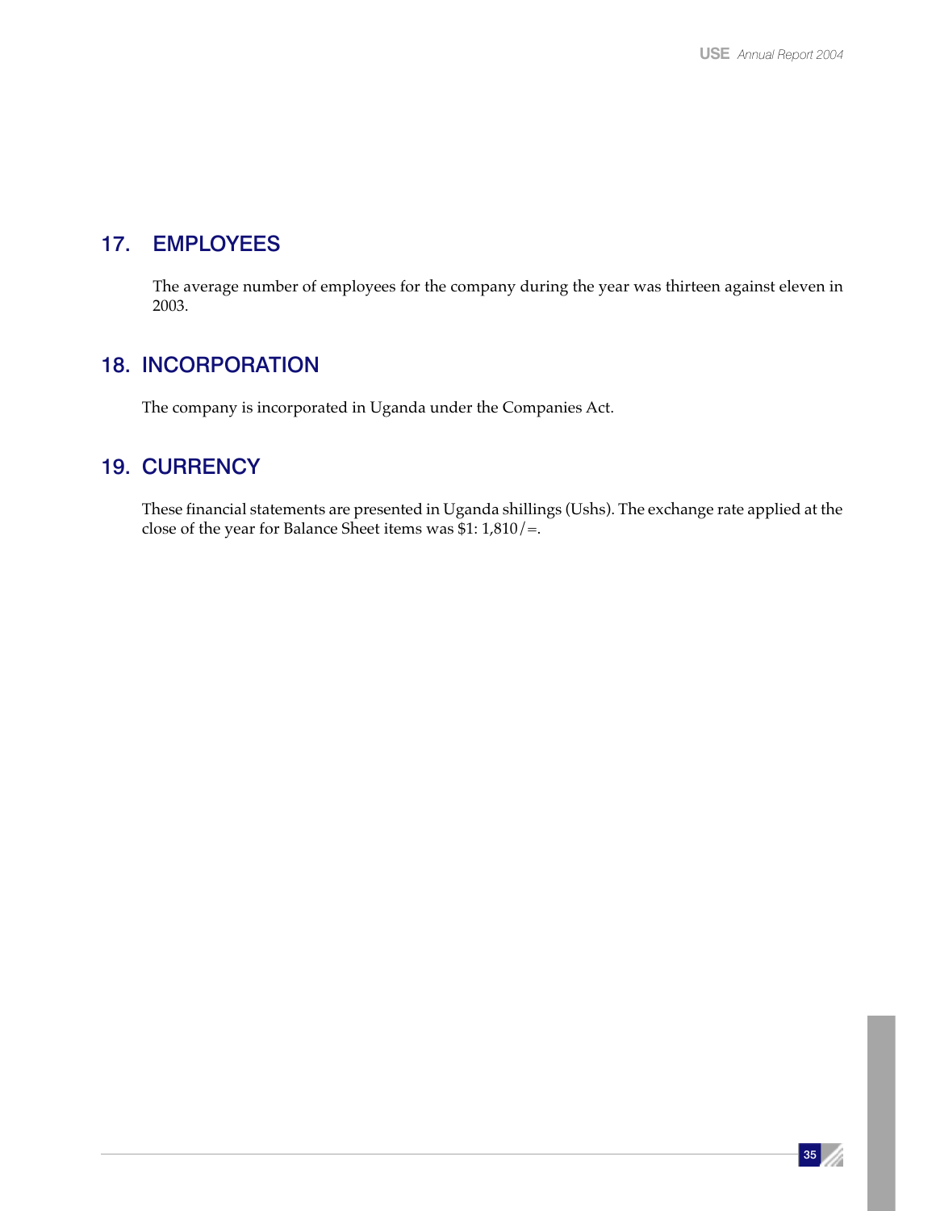## 17. EMPLOYEES

The average number of employees for the company during the year was thirteen against eleven in 2003.

## 18. INCORPORATION

The company is incorporated in Uganda under the Companies Act.

## 19. CURRENCY

These financial statements are presented in Uganda shillings (Ushs). The exchange rate applied at the close of the year for Balance Sheet items was $1: 1,810/=.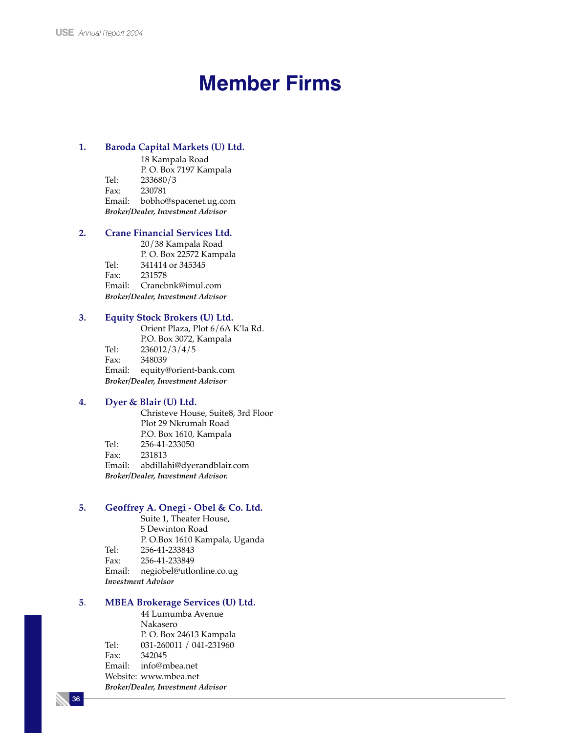# Member Firms

**1. Baroda Capital Markets (U) Ltd.**

18 Kampala Road
P. O. Box 7197 Kampala
Tel: 233680/3
Fax: 230781
Email: bobho@spacenet.ug.com
***Broker/Dealer, Investment Advisor***

**2. Crane Financial Services Ltd.**

20/38 Kampala Road
P. O. Box 22572 Kampala
Tel: 341414 or 345345
Fax: 231578
Email: Cranebnk@imul.com
***Broker/Dealer, Investment Advisor***

**3. Equity Stock Brokers (U) Ltd.**

Orient Plaza, Plot 6/6A K'la Rd.
P.O. Box 3072, Kampala
Tel: 236012/3/4/5
Fax: 348039
Email: equity@orient-bank.com
***Broker/Dealer, Investment Advisor***

**4. Dyer & Blair (U) Ltd.**

Christeve House, Suite8, 3rd Floor
Plot 29 Nkrumah Road
P.O. Box 1610, Kampala
Tel: 256-41-233050
Fax: 231813
Email: abdillahi@dyerandblair.com
***Broker/Dealer, Investment Advisor.***

**5. Geoffrey A. Onegi - Obel & Co. Ltd.**

Suite 1, Theater House,
5 Dewinton Road
P. O.Box 1610 Kampala, Uganda
Tel: 256-41-233843
Fax: 256-41-233849
Email: negiobel@utlonline.co.ug
***Investment Advisor***

**5. MBEA Brokerage Services (U) Ltd.**

44 Lumumba Avenue
Nakasero
P. O. Box 24613 Kampala
Tel: 031-260011 / 041-231960
Fax: 342045
Email: info@mbea.net
Website: www.mbea.net
***Broker/Dealer, Investment Advisor***